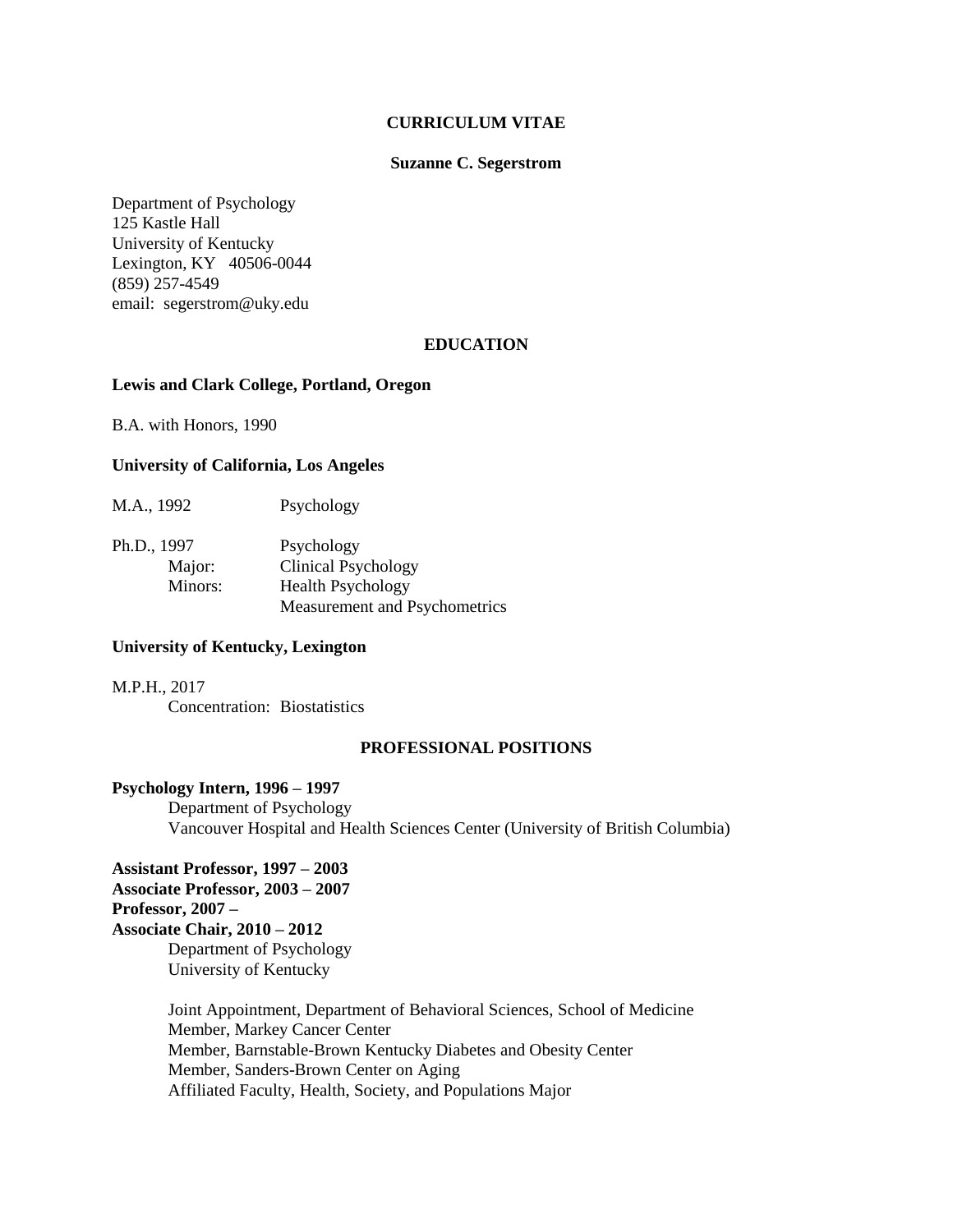# CURRICULUM VITAE

## Suzanne C. Segerstrom

Department of Psychology
125 Kastle Hall
University of Kentucky
Lexington, KY 40506-0044
(859) 257-4549
email: segerstrom@uky.edu

## EDUCATION

**Lewis and Clark College, Portland, Oregon**

B.A. with Honors, 1990

**University of California, Los Angeles**

M.A., 1992 Psychology

Ph.D., 1997 Psychology
- Major: Clinical Psychology
- Minors: Health Psychology; Measurement and Psychometrics

**University of Kentucky, Lexington**

M.P.H., 2017
- Concentration: Biostatistics

## PROFESSIONAL POSITIONS

**Psychology Intern, 1996 – 1997**
Department of Psychology
Vancouver Hospital and Health Sciences Center (University of British Columbia)

**Assistant Professor, 1997 – 2003**
**Associate Professor, 2003 – 2007**
**Professor, 2007 –**
**Associate Chair, 2010 – 2012**
Department of Psychology
University of Kentucky

Joint Appointment, Department of Behavioral Sciences, School of Medicine
Member, Markey Cancer Center
Member, Barnstable-Brown Kentucky Diabetes and Obesity Center
Member, Sanders-Brown Center on Aging
Affiliated Faculty, Health, Society, and Populations Major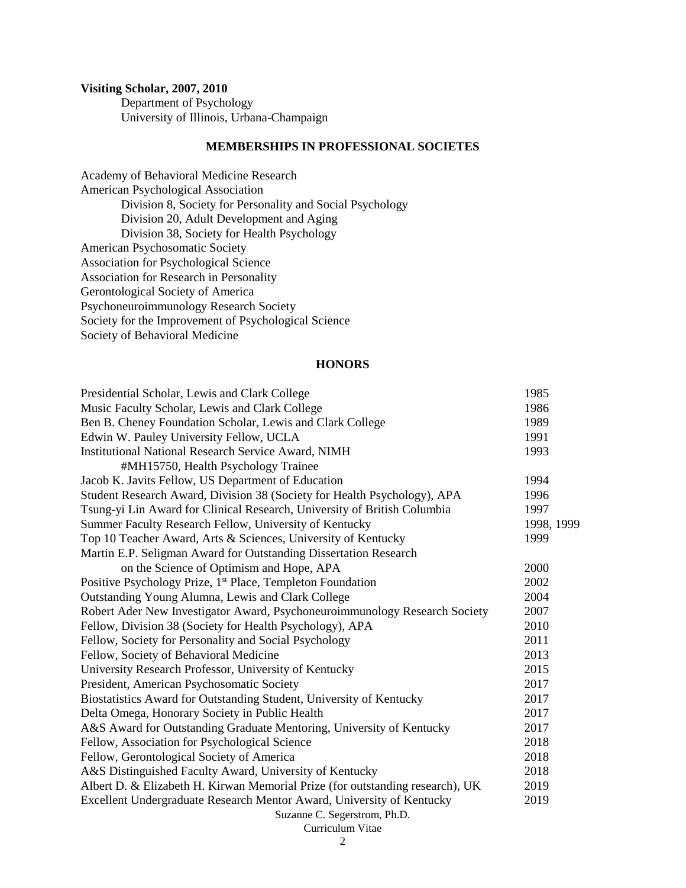**Visiting Scholar, 2007, 2010**

Department of Psychology
University of Illinois, Urbana-Champaign

## MEMBERSHIPS IN PROFESSIONAL SOCIETES

Academy of Behavioral Medicine Research
American Psychological Association
- Division 8, Society for Personality and Social Psychology
- Division 20, Adult Development and Aging
- Division 38, Society for Health Psychology

American Psychosomatic Society
Association for Psychological Science
Association for Research in Personality
Gerontological Society of America
Psychoneuroimmunology Research Society
Society for the Improvement of Psychological Science
Society of Behavioral Medicine

## HONORS

| | |
|---|---|
| Presidential Scholar, Lewis and Clark College | 1985 |
| Music Faculty Scholar, Lewis and Clark College | 1986 |
| Ben B. Cheney Foundation Scholar, Lewis and Clark College | 1989 |
| Edwin W. Pauley University Fellow, UCLA | 1991 |
| Institutional National Research Service Award, NIMH #MH15750, Health Psychology Trainee | 1993 |
| Jacob K. Javits Fellow, US Department of Education | 1994 |
| Student Research Award, Division 38 (Society for Health Psychology), APA | 1996 |
| Tsung-yi Lin Award for Clinical Research, University of British Columbia | 1997 |
| Summer Faculty Research Fellow, University of Kentucky | 1998, 1999 |
| Top 10 Teacher Award, Arts & Sciences, University of Kentucky | 1999 |
| Martin E.P. Seligman Award for Outstanding Dissertation Research on the Science of Optimism and Hope, APA | 2000 |
| Positive Psychology Prize, 1st Place, Templeton Foundation | 2002 |
| Outstanding Young Alumna, Lewis and Clark College | 2004 |
| Robert Ader New Investigator Award, Psychoneuroimmunology Research Society | 2007 |
| Fellow, Division 38 (Society for Health Psychology), APA | 2010 |
| Fellow, Society for Personality and Social Psychology | 2011 |
| Fellow, Society of Behavioral Medicine | 2013 |
| University Research Professor, University of Kentucky | 2015 |
| President, American Psychosomatic Society | 2017 |
| Biostatistics Award for Outstanding Student, University of Kentucky | 2017 |
| Delta Omega, Honorary Society in Public Health | 2017 |
| A&S Award for Outstanding Graduate Mentoring, University of Kentucky | 2017 |
| Fellow, Association for Psychological Science | 2018 |
| Fellow, Gerontological Society of America | 2018 |
| A&S Distinguished Faculty Award, University of Kentucky | 2018 |
| Albert D. & Elizabeth H. Kirwan Memorial Prize (for outstanding research), UK | 2019 |
| Excellent Undergraduate Research Mentor Award, University of Kentucky | 2019 |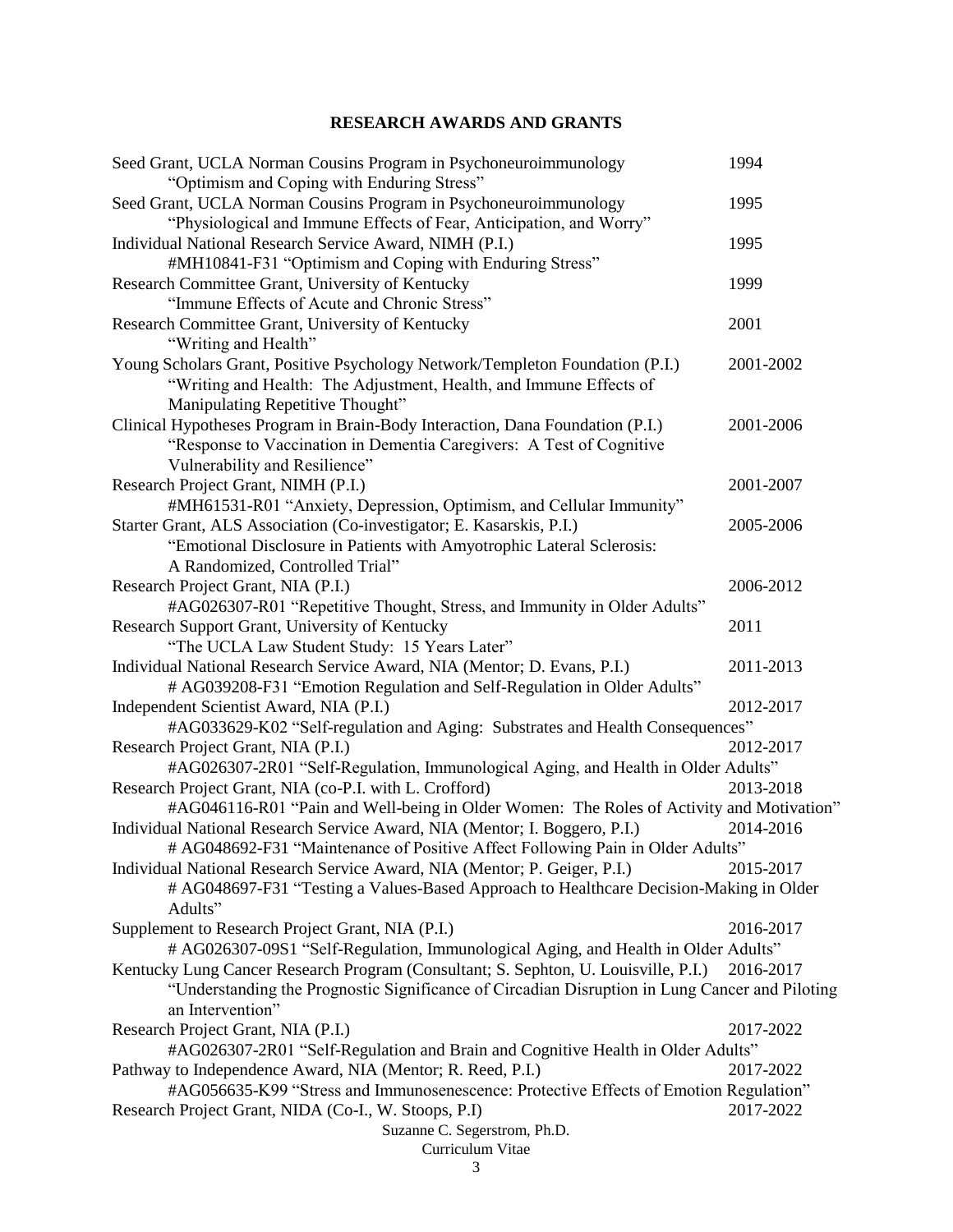## RESEARCH AWARDS AND GRANTS

Seed Grant, UCLA Norman Cousins Program in Psychoneuroimmunology — 1994
"Optimism and Coping with Enduring Stress"

Seed Grant, UCLA Norman Cousins Program in Psychoneuroimmunology — 1995
"Physiological and Immune Effects of Fear, Anticipation, and Worry"

Individual National Research Service Award, NIMH (P.I.) — 1995
#MH10841-F31 "Optimism and Coping with Enduring Stress"

Research Committee Grant, University of Kentucky — 1999
"Immune Effects of Acute and Chronic Stress"

Research Committee Grant, University of Kentucky — 2001
"Writing and Health"

Young Scholars Grant, Positive Psychology Network/Templeton Foundation (P.I.) — 2001-2002
"Writing and Health: The Adjustment, Health, and Immune Effects of Manipulating Repetitive Thought"

Clinical Hypotheses Program in Brain-Body Interaction, Dana Foundation (P.I.) — 2001-2006
"Response to Vaccination in Dementia Caregivers: A Test of Cognitive Vulnerability and Resilience"

Research Project Grant, NIMH (P.I.) — 2001-2007
#MH61531-R01 "Anxiety, Depression, Optimism, and Cellular Immunity"

Starter Grant, ALS Association (Co-investigator; E. Kasarskis, P.I.) — 2005-2006
"Emotional Disclosure in Patients with Amyotrophic Lateral Sclerosis: A Randomized, Controlled Trial"

Research Project Grant, NIA (P.I.) — 2006-2012
#AG026307-R01 "Repetitive Thought, Stress, and Immunity in Older Adults"

Research Support Grant, University of Kentucky — 2011
"The UCLA Law Student Study: 15 Years Later"

Individual National Research Service Award, NIA (Mentor; D. Evans, P.I.) — 2011-2013
# AG039208-F31 "Emotion Regulation and Self-Regulation in Older Adults"

Independent Scientist Award, NIA (P.I.) — 2012-2017
#AG033629-K02 "Self-regulation and Aging: Substrates and Health Consequences"

Research Project Grant, NIA (P.I.) — 2012-2017
#AG026307-2R01 "Self-Regulation, Immunological Aging, and Health in Older Adults"

Research Project Grant, NIA (co-P.I. with L. Crofford) — 2013-2018
#AG046116-R01 "Pain and Well-being in Older Women: The Roles of Activity and Motivation"

Individual National Research Service Award, NIA (Mentor; I. Boggero, P.I.) — 2014-2016
# AG048692-F31 "Maintenance of Positive Affect Following Pain in Older Adults"

Individual National Research Service Award, NIA (Mentor; P. Geiger, P.I.) — 2015-2017
# AG048697-F31 "Testing a Values-Based Approach to Healthcare Decision-Making in Older Adults"

Supplement to Research Project Grant, NIA (P.I.) — 2016-2017
# AG026307-09S1 "Self-Regulation, Immunological Aging, and Health in Older Adults"

Kentucky Lung Cancer Research Program (Consultant; S. Sephton, U. Louisville, P.I.) — 2016-2017
"Understanding the Prognostic Significance of Circadian Disruption in Lung Cancer and Piloting an Intervention"

Research Project Grant, NIA (P.I.) — 2017-2022
#AG026307-2R01 "Self-Regulation and Brain and Cognitive Health in Older Adults"

Pathway to Independence Award, NIA (Mentor; R. Reed, P.I.) — 2017-2022
#AG056635-K99 "Stress and Immunosenescence: Protective Effects of Emotion Regulation"

Research Project Grant, NIDA (Co-I., W. Stoops, P.I) — 2017-2022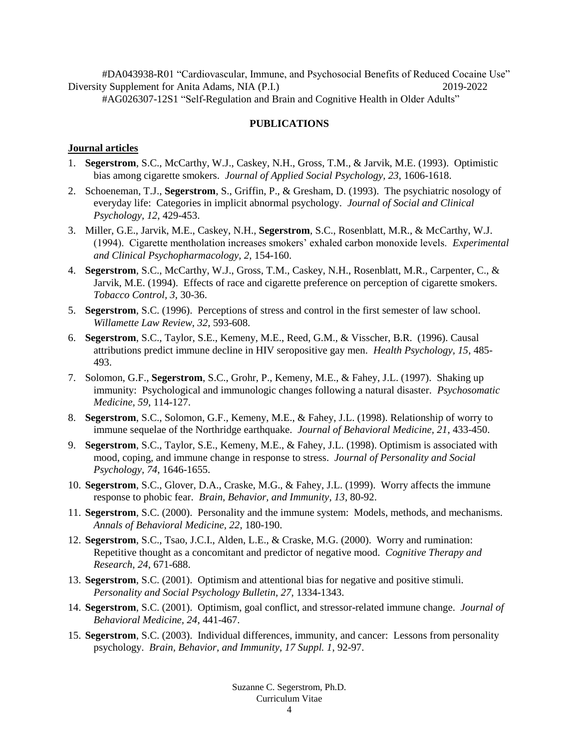#DA043938-R01 "Cardiovascular, Immune, and Psychosocial Benefits of Reduced Cocaine Use"
Diversity Supplement for Anita Adams, NIA (P.I.) 2019-2022
#AG026307-12S1 "Self-Regulation and Brain and Cognitive Health in Older Adults"

## PUBLICATIONS

### Journal articles

1. **Segerstrom**, S.C., McCarthy, W.J., Caskey, N.H., Gross, T.M., & Jarvik, M.E. (1993). Optimistic bias among cigarette smokers. *Journal of Applied Social Psychology, 23*, 1606-1618.
2. Schoeneman, T.J., **Segerstrom**, S., Griffin, P., & Gresham, D. (1993). The psychiatric nosology of everyday life: Categories in implicit abnormal psychology. *Journal of Social and Clinical Psychology, 12*, 429-453.
3. Miller, G.E., Jarvik, M.E., Caskey, N.H., **Segerstrom**, S.C., Rosenblatt, M.R., & McCarthy, W.J. (1994). Cigarette mentholation increases smokers' exhaled carbon monoxide levels. *Experimental and Clinical Psychopharmacology, 2*, 154-160.
4. **Segerstrom**, S.C., McCarthy, W.J., Gross, T.M., Caskey, N.H., Rosenblatt, M.R., Carpenter, C., & Jarvik, M.E. (1994). Effects of race and cigarette preference on perception of cigarette smokers. *Tobacco Control, 3*, 30-36.
5. **Segerstrom**, S.C. (1996). Perceptions of stress and control in the first semester of law school. *Willamette Law Review, 32*, 593-608.
6. **Segerstrom**, S.C., Taylor, S.E., Kemeny, M.E., Reed, G.M., & Visscher, B.R. (1996). Causal attributions predict immune decline in HIV seropositive gay men. *Health Psychology, 15*, 485-493.
7. Solomon, G.F., **Segerstrom**, S.C., Grohr, P., Kemeny, M.E., & Fahey, J.L. (1997). Shaking up immunity: Psychological and immunologic changes following a natural disaster. *Psychosomatic Medicine, 59*, 114-127.
8. **Segerstrom**, S.C., Solomon, G.F., Kemeny, M.E., & Fahey, J.L. (1998). Relationship of worry to immune sequelae of the Northridge earthquake. *Journal of Behavioral Medicine, 21*, 433-450.
9. **Segerstrom**, S.C., Taylor, S.E., Kemeny, M.E., & Fahey, J.L. (1998). Optimism is associated with mood, coping, and immune change in response to stress. *Journal of Personality and Social Psychology, 74*, 1646-1655.
10. **Segerstrom**, S.C., Glover, D.A., Craske, M.G., & Fahey, J.L. (1999). Worry affects the immune response to phobic fear. *Brain, Behavior, and Immunity, 13*, 80-92.
11. **Segerstrom**, S.C. (2000). Personality and the immune system: Models, methods, and mechanisms. *Annals of Behavioral Medicine, 22*, 180-190.
12. **Segerstrom**, S.C., Tsao, J.C.I., Alden, L.E., & Craske, M.G. (2000). Worry and rumination: Repetitive thought as a concomitant and predictor of negative mood. *Cognitive Therapy and Research, 24*, 671-688.
13. **Segerstrom**, S.C. (2001). Optimism and attentional bias for negative and positive stimuli. *Personality and Social Psychology Bulletin, 27*, 1334-1343.
14. **Segerstrom**, S.C. (2001). Optimism, goal conflict, and stressor-related immune change. *Journal of Behavioral Medicine, 24*, 441-467.
15. **Segerstrom**, S.C. (2003). Individual differences, immunity, and cancer: Lessons from personality psychology. *Brain, Behavior, and Immunity, 17 Suppl. 1*, 92-97.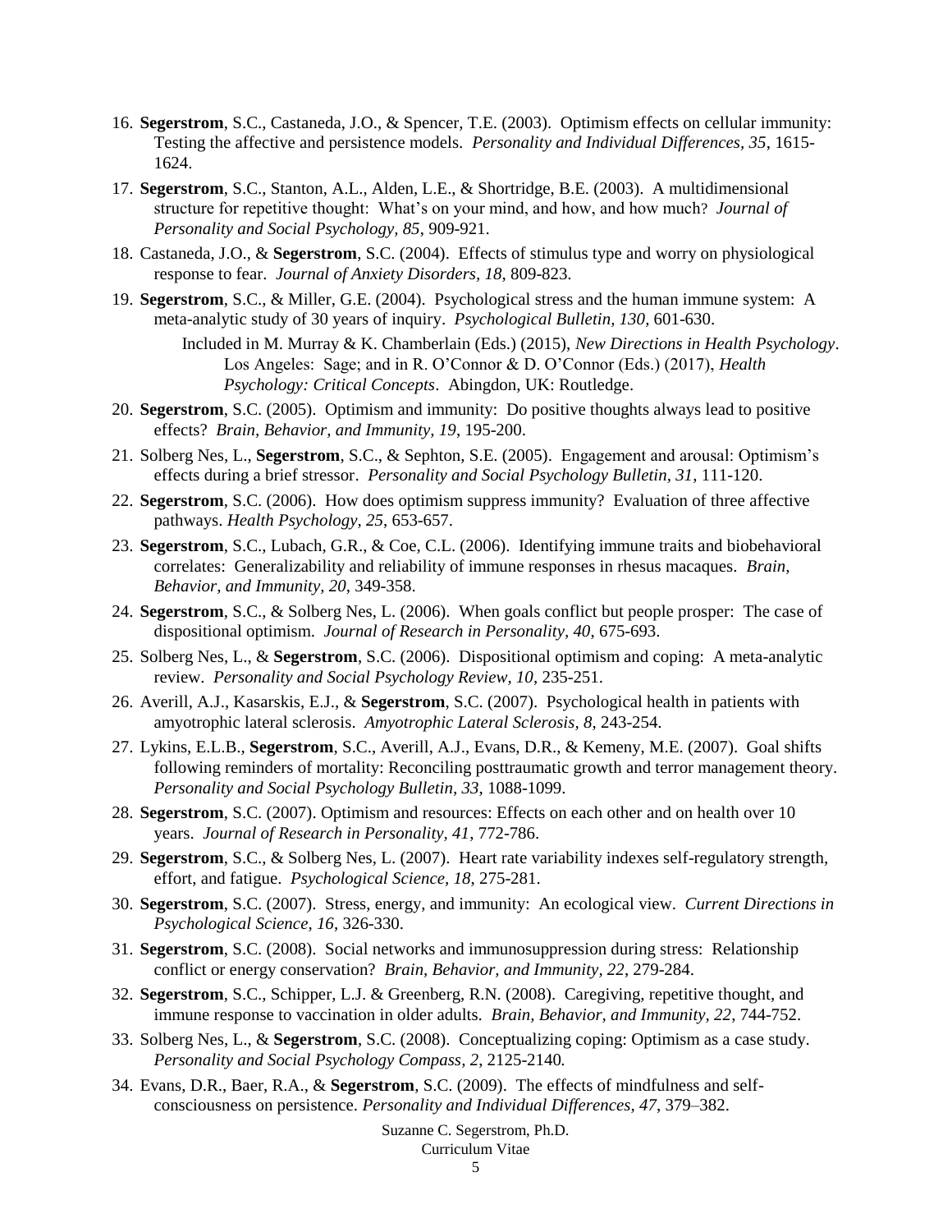16. **Segerstrom**, S.C., Castaneda, J.O., & Spencer, T.E. (2003). Optimism effects on cellular immunity: Testing the affective and persistence models. *Personality and Individual Differences, 35*, 1615-1624.

17. **Segerstrom**, S.C., Stanton, A.L., Alden, L.E., & Shortridge, B.E. (2003). A multidimensional structure for repetitive thought: What's on your mind, and how, and how much? *Journal of Personality and Social Psychology, 85*, 909-921.

18. Castaneda, J.O., & **Segerstrom**, S.C. (2004). Effects of stimulus type and worry on physiological response to fear. *Journal of Anxiety Disorders, 18*, 809-823.

19. **Segerstrom**, S.C., & Miller, G.E. (2004). Psychological stress and the human immune system: A meta-analytic study of 30 years of inquiry. *Psychological Bulletin, 130*, 601-630.

    Included in M. Murray & K. Chamberlain (Eds.) (2015), *New Directions in Health Psychology*. Los Angeles: Sage; and in R. O'Connor & D. O'Connor (Eds.) (2017), *Health Psychology: Critical Concepts*. Abingdon, UK: Routledge.

20. **Segerstrom**, S.C. (2005). Optimism and immunity: Do positive thoughts always lead to positive effects? *Brain, Behavior, and Immunity, 19*, 195-200.

21. Solberg Nes, L., **Segerstrom**, S.C., & Sephton, S.E. (2005). Engagement and arousal: Optimism's effects during a brief stressor. *Personality and Social Psychology Bulletin, 31*, 111-120.

22. **Segerstrom**, S.C. (2006). How does optimism suppress immunity? Evaluation of three affective pathways. *Health Psychology, 25*, 653-657.

23. **Segerstrom**, S.C., Lubach, G.R., & Coe, C.L. (2006). Identifying immune traits and biobehavioral correlates: Generalizability and reliability of immune responses in rhesus macaques. *Brain, Behavior, and Immunity, 20*, 349-358.

24. **Segerstrom**, S.C., & Solberg Nes, L. (2006). When goals conflict but people prosper: The case of dispositional optimism. *Journal of Research in Personality, 40*, 675-693.

25. Solberg Nes, L., & **Segerstrom**, S.C. (2006). Dispositional optimism and coping: A meta-analytic review. *Personality and Social Psychology Review, 10*, 235-251.

26. Averill, A.J., Kasarskis, E.J., & **Segerstrom**, S.C. (2007). Psychological health in patients with amyotrophic lateral sclerosis. *Amyotrophic Lateral Sclerosis, 8*, 243-254.

27. Lykins, E.L.B., **Segerstrom**, S.C., Averill, A.J., Evans, D.R., & Kemeny, M.E. (2007). Goal shifts following reminders of mortality: Reconciling posttraumatic growth and terror management theory. *Personality and Social Psychology Bulletin, 33*, 1088-1099.

28. **Segerstrom**, S.C. (2007). Optimism and resources: Effects on each other and on health over 10 years. *Journal of Research in Personality, 41*, 772-786.

29. **Segerstrom**, S.C., & Solberg Nes, L. (2007). Heart rate variability indexes self-regulatory strength, effort, and fatigue. *Psychological Science, 18*, 275-281.

30. **Segerstrom**, S.C. (2007). Stress, energy, and immunity: An ecological view. *Current Directions in Psychological Science, 16*, 326-330.

31. **Segerstrom**, S.C. (2008). Social networks and immunosuppression during stress: Relationship conflict or energy conservation? *Brain, Behavior, and Immunity, 22*, 279-284.

32. **Segerstrom**, S.C., Schipper, L.J. & Greenberg, R.N. (2008). Caregiving, repetitive thought, and immune response to vaccination in older adults. *Brain, Behavior, and Immunity, 22*, 744-752.

33. Solberg Nes, L., & **Segerstrom**, S.C. (2008). Conceptualizing coping: Optimism as a case study. *Personality and Social Psychology Compass, 2*, 2125-2140.

34. Evans, D.R., Baer, R.A., & **Segerstrom**, S.C. (2009). The effects of mindfulness and self-consciousness on persistence. *Personality and Individual Differences, 47*, 379–382.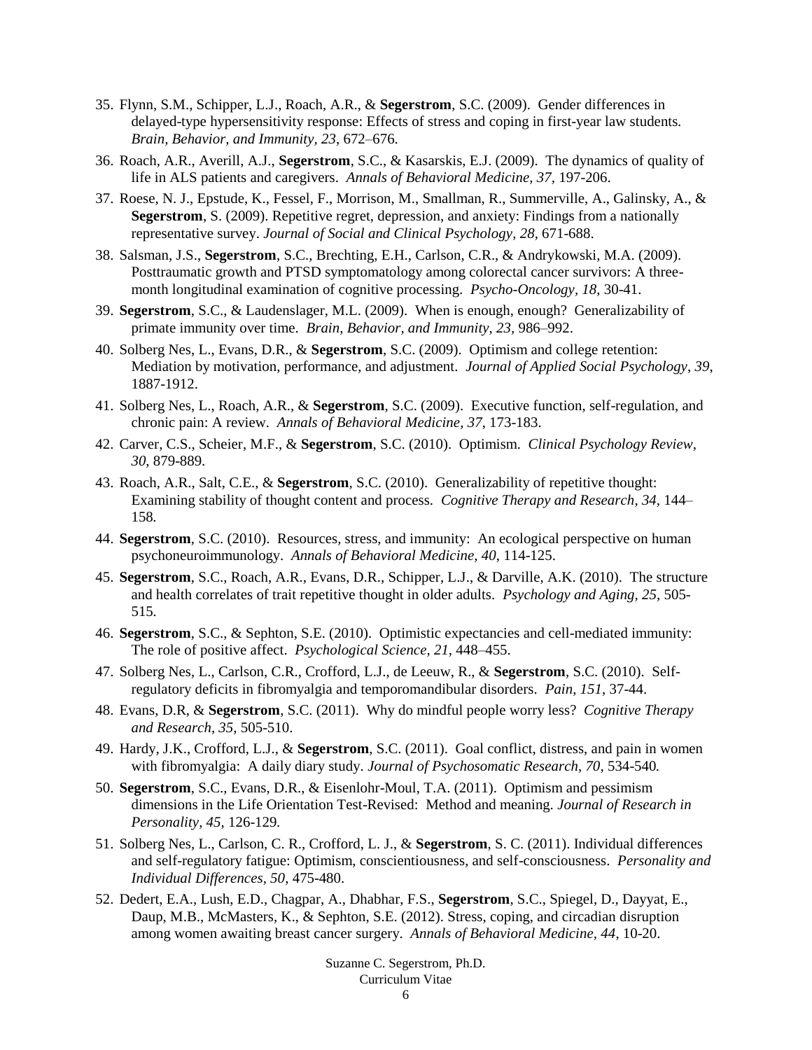35. Flynn, S.M., Schipper, L.J., Roach, A.R., & **Segerstrom**, S.C. (2009). Gender differences in delayed-type hypersensitivity response: Effects of stress and coping in first-year law students. *Brain, Behavior, and Immunity, 23*, 672–676.
36. Roach, A.R., Averill, A.J., **Segerstrom**, S.C., & Kasarskis, E.J. (2009). The dynamics of quality of life in ALS patients and caregivers. *Annals of Behavioral Medicine, 37,* 197-206.
37. Roese, N. J., Epstude, K., Fessel, F., Morrison, M., Smallman, R., Summerville, A., Galinsky, A., & **Segerstrom**, S. (2009). Repetitive regret, depression, and anxiety: Findings from a nationally representative survey. *Journal of Social and Clinical Psychology, 28,* 671-688.
38. Salsman, J.S., **Segerstrom**, S.C., Brechting, E.H., Carlson, C.R., & Andrykowski, M.A. (2009). Posttraumatic growth and PTSD symptomatology among colorectal cancer survivors: A three-month longitudinal examination of cognitive processing. *Psycho-Oncology, 18,* 30-41.
39. **Segerstrom**, S.C., & Laudenslager, M.L. (2009). When is enough, enough? Generalizability of primate immunity over time. *Brain, Behavior, and Immunity, 23,* 986–992.
40. Solberg Nes, L., Evans, D.R., & **Segerstrom**, S.C. (2009). Optimism and college retention: Mediation by motivation, performance, and adjustment. *Journal of Applied Social Psychology, 39*, 1887-1912.
41. Solberg Nes, L., Roach, A.R., & **Segerstrom**, S.C. (2009). Executive function, self-regulation, and chronic pain: A review. *Annals of Behavioral Medicine, 37*, 173-183.
42. Carver, C.S., Scheier, M.F., & **Segerstrom**, S.C. (2010). Optimism. *Clinical Psychology Review, 30,* 879-889.
43. Roach, A.R., Salt, C.E., & **Segerstrom**, S.C. (2010). Generalizability of repetitive thought: Examining stability of thought content and process. *Cognitive Therapy and Research, 34,* 144–158.
44. **Segerstrom**, S.C. (2010). Resources, stress, and immunity: An ecological perspective on human psychoneuroimmunology. *Annals of Behavioral Medicine, 40*, 114-125.
45. **Segerstrom**, S.C., Roach, A.R., Evans, D.R., Schipper, L.J., & Darville, A.K. (2010). The structure and health correlates of trait repetitive thought in older adults. *Psychology and Aging, 25*, 505-515.
46. **Segerstrom**, S.C., & Sephton, S.E. (2010). Optimistic expectancies and cell-mediated immunity: The role of positive affect. *Psychological Science, 21,* 448–455.
47. Solberg Nes, L., Carlson, C.R., Crofford, L.J., de Leeuw, R., & **Segerstrom**, S.C. (2010). Self-regulatory deficits in fibromyalgia and temporomandibular disorders. *Pain, 151*, 37-44.
48. Evans, D.R, & **Segerstrom**, S.C. (2011). Why do mindful people worry less? *Cognitive Therapy and Research, 35,* 505-510.
49. Hardy, J.K., Crofford, L.J., & **Segerstrom**, S.C. (2011). Goal conflict, distress, and pain in women with fibromyalgia: A daily diary study. *Journal of Psychosomatic Research, 70*, 534-540*.*
50. **Segerstrom**, S.C., Evans, D.R., & Eisenlohr-Moul, T.A. (2011). Optimism and pessimism dimensions in the Life Orientation Test-Revised: Method and meaning. *Journal of Research in Personality, 45*, 126-129*.*
51. Solberg Nes, L., Carlson, C. R., Crofford, L. J., & **Segerstrom**, S. C. (2011). Individual differences and self-regulatory fatigue: Optimism, conscientiousness, and self-consciousness. *Personality and Individual Differences, 50,* 475-480.
52. Dedert, E.A., Lush, E.D., Chagpar, A., Dhabhar, F.S., **Segerstrom**, S.C., Spiegel, D., Dayyat, E., Daup, M.B., McMasters, K., & Sephton, S.E. (2012). Stress, coping, and circadian disruption among women awaiting breast cancer surgery. *Annals of Behavioral Medicine, 44*, 10-20.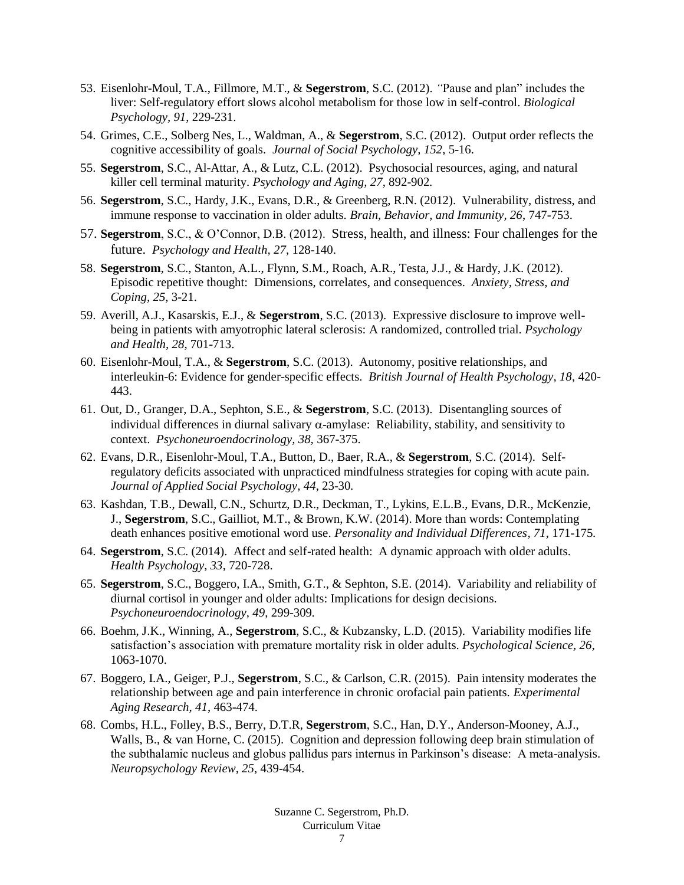53. Eisenlohr-Moul, T.A., Fillmore, M.T., & **Segerstrom**, S.C. (2012). "Pause and plan" includes the liver: Self-regulatory effort slows alcohol metabolism for those low in self-control. *Biological Psychology, 91*, 229-231.

54. Grimes, C.E., Solberg Nes, L., Waldman, A., & **Segerstrom**, S.C. (2012). Output order reflects the cognitive accessibility of goals. *Journal of Social Psychology, 152*, 5-16.

55. **Segerstrom**, S.C., Al-Attar, A., & Lutz, C.L. (2012). Psychosocial resources, aging, and natural killer cell terminal maturity. *Psychology and Aging, 27*, 892-902.

56. **Segerstrom**, S.C., Hardy, J.K., Evans, D.R., & Greenberg, R.N. (2012). Vulnerability, distress, and immune response to vaccination in older adults. *Brain, Behavior, and Immunity, 26*, 747-753.

57. **Segerstrom**, S.C., & O'Connor, D.B. (2012). Stress, health, and illness: Four challenges for the future. *Psychology and Health, 27*, 128-140.

58. **Segerstrom**, S.C., Stanton, A.L., Flynn, S.M., Roach, A.R., Testa, J.J., & Hardy, J.K. (2012). Episodic repetitive thought: Dimensions, correlates, and consequences. *Anxiety, Stress, and Coping, 25*, 3-21.

59. Averill, A.J., Kasarskis, E.J., & **Segerstrom**, S.C. (2013). Expressive disclosure to improve well-being in patients with amyotrophic lateral sclerosis: A randomized, controlled trial. *Psychology and Health, 28*, 701-713.

60. Eisenlohr-Moul, T.A., & **Segerstrom**, S.C. (2013). Autonomy, positive relationships, and interleukin-6: Evidence for gender-specific effects. *British Journal of Health Psychology, 18*, 420-443.

61. Out, D., Granger, D.A., Sephton, S.E., & **Segerstrom**, S.C. (2013). Disentangling sources of individual differences in diurnal salivary $\alpha$-amylase: Reliability, stability, and sensitivity to context. *Psychoneuroendocrinology, 38*, 367-375.

62. Evans, D.R., Eisenlohr-Moul, T.A., Button, D., Baer, R.A., & **Segerstrom**, S.C. (2014). Self-regulatory deficits associated with unpracticed mindfulness strategies for coping with acute pain. *Journal of Applied Social Psychology, 44*, 23-30.

63. Kashdan, T.B., Dewall, C.N., Schurtz, D.R., Deckman, T., Lykins, E.L.B., Evans, D.R., McKenzie, J., **Segerstrom**, S.C., Gailliot, M.T., & Brown, K.W. (2014). More than words: Contemplating death enhances positive emotional word use. *Personality and Individual Differences, 71*, 171-175.

64. **Segerstrom**, S.C. (2014). Affect and self-rated health: A dynamic approach with older adults. *Health Psychology, 33*, 720-728.

65. **Segerstrom**, S.C., Boggero, I.A., Smith, G.T., & Sephton, S.E. (2014). Variability and reliability of diurnal cortisol in younger and older adults: Implications for design decisions. *Psychoneuroendocrinology, 49*, 299-309.

66. Boehm, J.K., Winning, A., **Segerstrom**, S.C., & Kubzansky, L.D. (2015). Variability modifies life satisfaction's association with premature mortality risk in older adults. *Psychological Science, 26*, 1063-1070.

67. Boggero, I.A., Geiger, P.J., **Segerstrom**, S.C., & Carlson, C.R. (2015). Pain intensity moderates the relationship between age and pain interference in chronic orofacial pain patients. *Experimental Aging Research, 41*, 463-474.

68. Combs, H.L., Folley, B.S., Berry, D.T.R, **Segerstrom**, S.C., Han, D.Y., Anderson-Mooney, A.J., Walls, B., & van Horne, C. (2015). Cognition and depression following deep brain stimulation of the subthalamic nucleus and globus pallidus pars internus in Parkinson's disease: A meta-analysis. *Neuropsychology Review, 25*, 439-454.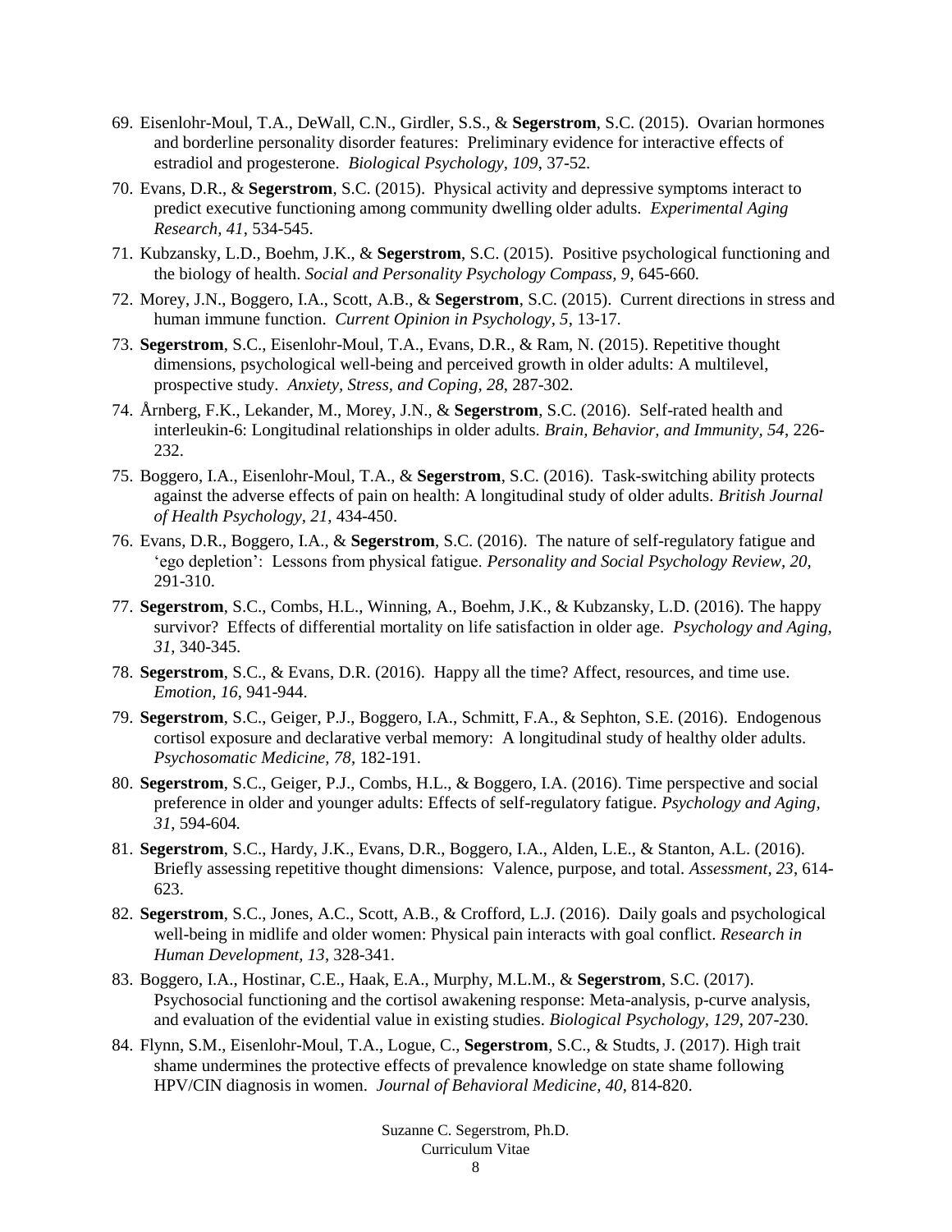69. Eisenlohr-Moul, T.A., DeWall, C.N., Girdler, S.S., & **Segerstrom**, S.C. (2015). Ovarian hormones and borderline personality disorder features: Preliminary evidence for interactive effects of estradiol and progesterone. *Biological Psychology, 109*, 37-52.

70. Evans, D.R., & **Segerstrom**, S.C. (2015). Physical activity and depressive symptoms interact to predict executive functioning among community dwelling older adults. *Experimental Aging Research, 41*, 534-545.

71. Kubzansky, L.D., Boehm, J.K., & **Segerstrom**, S.C. (2015). Positive psychological functioning and the biology of health. *Social and Personality Psychology Compass, 9*, 645-660.

72. Morey, J.N., Boggero, I.A., Scott, A.B., & **Segerstrom**, S.C. (2015). Current directions in stress and human immune function. *Current Opinion in Psychology, 5*, 13-17.

73. **Segerstrom**, S.C., Eisenlohr-Moul, T.A., Evans, D.R., & Ram, N. (2015). Repetitive thought dimensions, psychological well-being and perceived growth in older adults: A multilevel, prospective study. *Anxiety, Stress, and Coping, 28*, 287-302.

74. Årnberg, F.K., Lekander, M., Morey, J.N., & **Segerstrom**, S.C. (2016). Self-rated health and interleukin-6: Longitudinal relationships in older adults. *Brain, Behavior, and Immunity, 54*, 226-232.

75. Boggero, I.A., Eisenlohr-Moul, T.A., & **Segerstrom**, S.C. (2016). Task-switching ability protects against the adverse effects of pain on health: A longitudinal study of older adults. *British Journal of Health Psychology, 21*, 434-450.

76. Evans, D.R., Boggero, I.A., & **Segerstrom**, S.C. (2016). The nature of self-regulatory fatigue and 'ego depletion': Lessons from physical fatigue. *Personality and Social Psychology Review, 20*, 291-310.

77. **Segerstrom**, S.C., Combs, H.L., Winning, A., Boehm, J.K., & Kubzansky, L.D. (2016). The happy survivor? Effects of differential mortality on life satisfaction in older age. *Psychology and Aging, 31*, 340-345.

78. **Segerstrom**, S.C., & Evans, D.R. (2016). Happy all the time? Affect, resources, and time use. *Emotion, 16*, 941-944.

79. **Segerstrom**, S.C., Geiger, P.J., Boggero, I.A., Schmitt, F.A., & Sephton, S.E. (2016). Endogenous cortisol exposure and declarative verbal memory: A longitudinal study of healthy older adults. *Psychosomatic Medicine, 78*, 182-191.

80. **Segerstrom**, S.C., Geiger, P.J., Combs, H.L., & Boggero, I.A. (2016). Time perspective and social preference in older and younger adults: Effects of self-regulatory fatigue. *Psychology and Aging, 31*, 594-604.

81. **Segerstrom**, S.C., Hardy, J.K., Evans, D.R., Boggero, I.A., Alden, L.E., & Stanton, A.L. (2016). Briefly assessing repetitive thought dimensions: Valence, purpose, and total. *Assessment, 23*, 614-623.

82. **Segerstrom**, S.C., Jones, A.C., Scott, A.B., & Crofford, L.J. (2016). Daily goals and psychological well-being in midlife and older women: Physical pain interacts with goal conflict. *Research in Human Development, 13*, 328-341.

83. Boggero, I.A., Hostinar, C.E., Haak, E.A., Murphy, M.L.M., & **Segerstrom**, S.C. (2017). Psychosocial functioning and the cortisol awakening response: Meta-analysis, p-curve analysis, and evaluation of the evidential value in existing studies. *Biological Psychology, 129*, 207-230.

84. Flynn, S.M., Eisenlohr-Moul, T.A., Logue, C., **Segerstrom**, S.C., & Studts, J. (2017). High trait shame undermines the protective effects of prevalence knowledge on state shame following HPV/CIN diagnosis in women. *Journal of Behavioral Medicine, 40*, 814-820.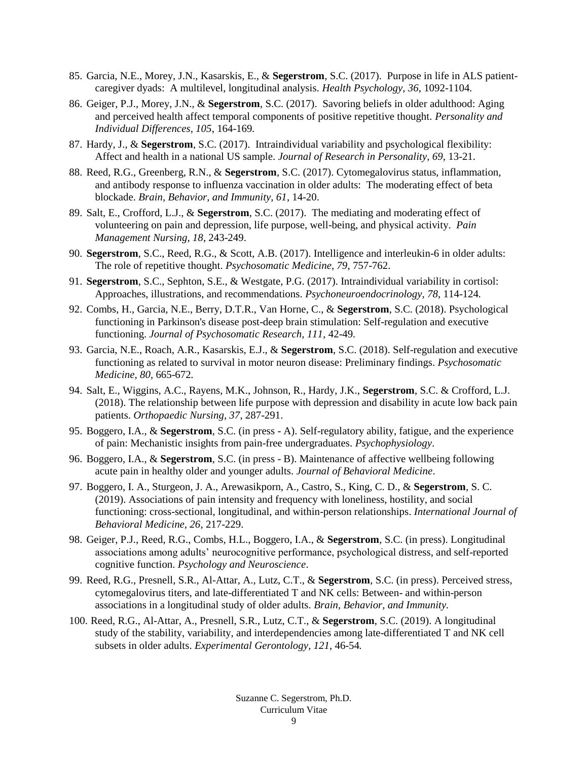85. Garcia, N.E., Morey, J.N., Kasarskis, E., & **Segerstrom**, S.C. (2017). Purpose in life in ALS patient-caregiver dyads: A multilevel, longitudinal analysis. *Health Psychology, 36*, 1092-1104.

86. Geiger, P.J., Morey, J.N., & **Segerstrom**, S.C. (2017). Savoring beliefs in older adulthood: Aging and perceived health affect temporal components of positive repetitive thought. *Personality and Individual Differences, 105*, 164-169.

87. Hardy, J., & **Segerstrom**, S.C. (2017). Intraindividual variability and psychological flexibility: Affect and health in a national US sample. *Journal of Research in Personality, 69*, 13-21.

88. Reed, R.G., Greenberg, R.N., & **Segerstrom**, S.C. (2017). Cytomegalovirus status, inflammation, and antibody response to influenza vaccination in older adults: The moderating effect of beta blockade. *Brain, Behavior, and Immunity, 61*, 14-20.

89. Salt, E., Crofford, L.J., & **Segerstrom**, S.C. (2017). The mediating and moderating effect of volunteering on pain and depression, life purpose, well-being, and physical activity. *Pain Management Nursing, 18*, 243-249.

90. **Segerstrom**, S.C., Reed, R.G., & Scott, A.B. (2017). Intelligence and interleukin-6 in older adults: The role of repetitive thought. *Psychosomatic Medicine, 79*, 757-762.

91. **Segerstrom**, S.C., Sephton, S.E., & Westgate, P.G. (2017). Intraindividual variability in cortisol: Approaches, illustrations, and recommendations. *Psychoneuroendocrinology, 78*, 114-124.

92. Combs, H., Garcia, N.E., Berry, D.T.R., Van Horne, C., & **Segerstrom**, S.C. (2018). Psychological functioning in Parkinson's disease post-deep brain stimulation: Self-regulation and executive functioning. *Journal of Psychosomatic Research, 111*, 42-49.

93. Garcia, N.E., Roach, A.R., Kasarskis, E.J., & **Segerstrom**, S.C. (2018). Self-regulation and executive functioning as related to survival in motor neuron disease: Preliminary findings. *Psychosomatic Medicine, 80*, 665-672.

94. Salt, E., Wiggins, A.C., Rayens, M.K., Johnson, R., Hardy, J.K., **Segerstrom**, S.C. & Crofford, L.J. (2018). The relationship between life purpose with depression and disability in acute low back pain patients. *Orthopaedic Nursing, 37*, 287-291.

95. Boggero, I.A., & **Segerstrom**, S.C. (in press - A). Self-regulatory ability, fatigue, and the experience of pain: Mechanistic insights from pain-free undergraduates. *Psychophysiology*.

96. Boggero, I.A., & **Segerstrom**, S.C. (in press - B). Maintenance of affective wellbeing following acute pain in healthy older and younger adults. *Journal of Behavioral Medicine*.

97. Boggero, I. A., Sturgeon, J. A., Arewasikporn, A., Castro, S., King, C. D., & **Segerstrom**, S. C. (2019). Associations of pain intensity and frequency with loneliness, hostility, and social functioning: cross-sectional, longitudinal, and within-person relationships. *International Journal of Behavioral Medicine, 26*, 217-229.

98. Geiger, P.J., Reed, R.G., Combs, H.L., Boggero, I.A., & **Segerstrom**, S.C. (in press). Longitudinal associations among adults' neurocognitive performance, psychological distress, and self-reported cognitive function. *Psychology and Neuroscience*.

99. Reed, R.G., Presnell, S.R., Al-Attar, A., Lutz, C.T., & **Segerstrom**, S.C. (in press). Perceived stress, cytomegalovirus titers, and late-differentiated T and NK cells: Between- and within-person associations in a longitudinal study of older adults. *Brain, Behavior, and Immunity.*

100. Reed, R.G., Al-Attar, A., Presnell, S.R., Lutz, C.T., & **Segerstrom**, S.C. (2019). A longitudinal study of the stability, variability, and interdependencies among late-differentiated T and NK cell subsets in older adults. *Experimental Gerontology, 121*, 46-54.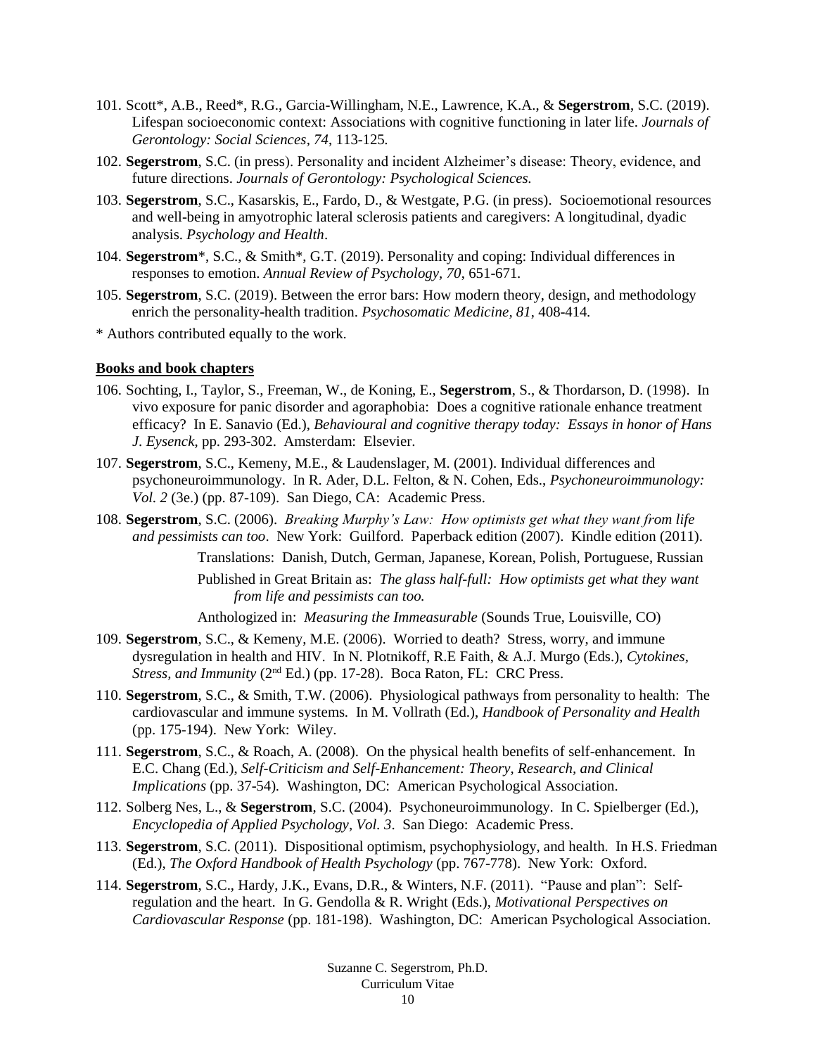101. Scott*, A.B., Reed*, R.G., Garcia-Willingham, N.E., Lawrence, K.A., & **Segerstrom**, S.C. (2019). Lifespan socioeconomic context: Associations with cognitive functioning in later life. *Journals of Gerontology: Social Sciences, 74*, 113-125.

102. **Segerstrom**, S.C. (in press). Personality and incident Alzheimer's disease: Theory, evidence, and future directions. *Journals of Gerontology: Psychological Sciences.*

103. **Segerstrom**, S.C., Kasarskis, E., Fardo, D., & Westgate, P.G. (in press). Socioemotional resources and well-being in amyotrophic lateral sclerosis patients and caregivers: A longitudinal, dyadic analysis. *Psychology and Health*.

104. **Segerstrom***, S.C., & Smith*, G.T. (2019). Personality and coping: Individual differences in responses to emotion. *Annual Review of Psychology, 70*, 651-671.

105. **Segerstrom**, S.C. (2019). Between the error bars: How modern theory, design, and methodology enrich the personality-health tradition. *Psychosomatic Medicine, 81*, 408-414.

\* Authors contributed equally to the work.

**Books and book chapters**

106. Sochting, I., Taylor, S., Freeman, W., de Koning, E., **Segerstrom**, S., & Thordarson, D. (1998). In vivo exposure for panic disorder and agoraphobia: Does a cognitive rationale enhance treatment efficacy? In E. Sanavio (Ed.), *Behavioural and cognitive therapy today: Essays in honor of Hans J. Eysenck*, pp. 293-302. Amsterdam: Elsevier.

107. **Segerstrom**, S.C., Kemeny, M.E., & Laudenslager, M. (2001). Individual differences and psychoneuroimmunology. In R. Ader, D.L. Felton, & N. Cohen, Eds., *Psychoneuroimmunology: Vol. 2* (3e.) (pp. 87-109). San Diego, CA: Academic Press.

108. **Segerstrom**, S.C. (2006). *Breaking Murphy's Law: How optimists get what they want from life and pessimists can too*. New York: Guilford. Paperback edition (2007). Kindle edition (2011).

    Translations: Danish, Dutch, German, Japanese, Korean, Polish, Portuguese, Russian

    Published in Great Britain as: *The glass half-full: How optimists get what they want from life and pessimists can too.*

    Anthologized in: *Measuring the Immeasurable* (Sounds True, Louisville, CO)

109. **Segerstrom**, S.C., & Kemeny, M.E. (2006). Worried to death? Stress, worry, and immune dysregulation in health and HIV. In N. Plotnikoff, R.E Faith, & A.J. Murgo (Eds.), *Cytokines, Stress, and Immunity* (2nd Ed.) (pp. 17-28). Boca Raton, FL: CRC Press.

110. **Segerstrom**, S.C., & Smith, T.W. (2006). Physiological pathways from personality to health: The cardiovascular and immune systems. In M. Vollrath (Ed.), *Handbook of Personality and Health* (pp. 175-194). New York: Wiley.

111. **Segerstrom**, S.C., & Roach, A. (2008). On the physical health benefits of self-enhancement. In E.C. Chang (Ed.), *Self-Criticism and Self-Enhancement: Theory, Research, and Clinical Implications* (pp. 37-54). Washington, DC: American Psychological Association.

112. Solberg Nes, L., & **Segerstrom**, S.C. (2004). Psychoneuroimmunology. In C. Spielberger (Ed.), *Encyclopedia of Applied Psychology, Vol. 3*. San Diego: Academic Press.

113. **Segerstrom**, S.C. (2011). Dispositional optimism, psychophysiology, and health. In H.S. Friedman (Ed.), *The Oxford Handbook of Health Psychology* (pp. 767-778). New York: Oxford.

114. **Segerstrom**, S.C., Hardy, J.K., Evans, D.R., & Winters, N.F. (2011). "Pause and plan": Self-regulation and the heart. In G. Gendolla & R. Wright (Eds.), *Motivational Perspectives on Cardiovascular Response* (pp. 181-198). Washington, DC: American Psychological Association.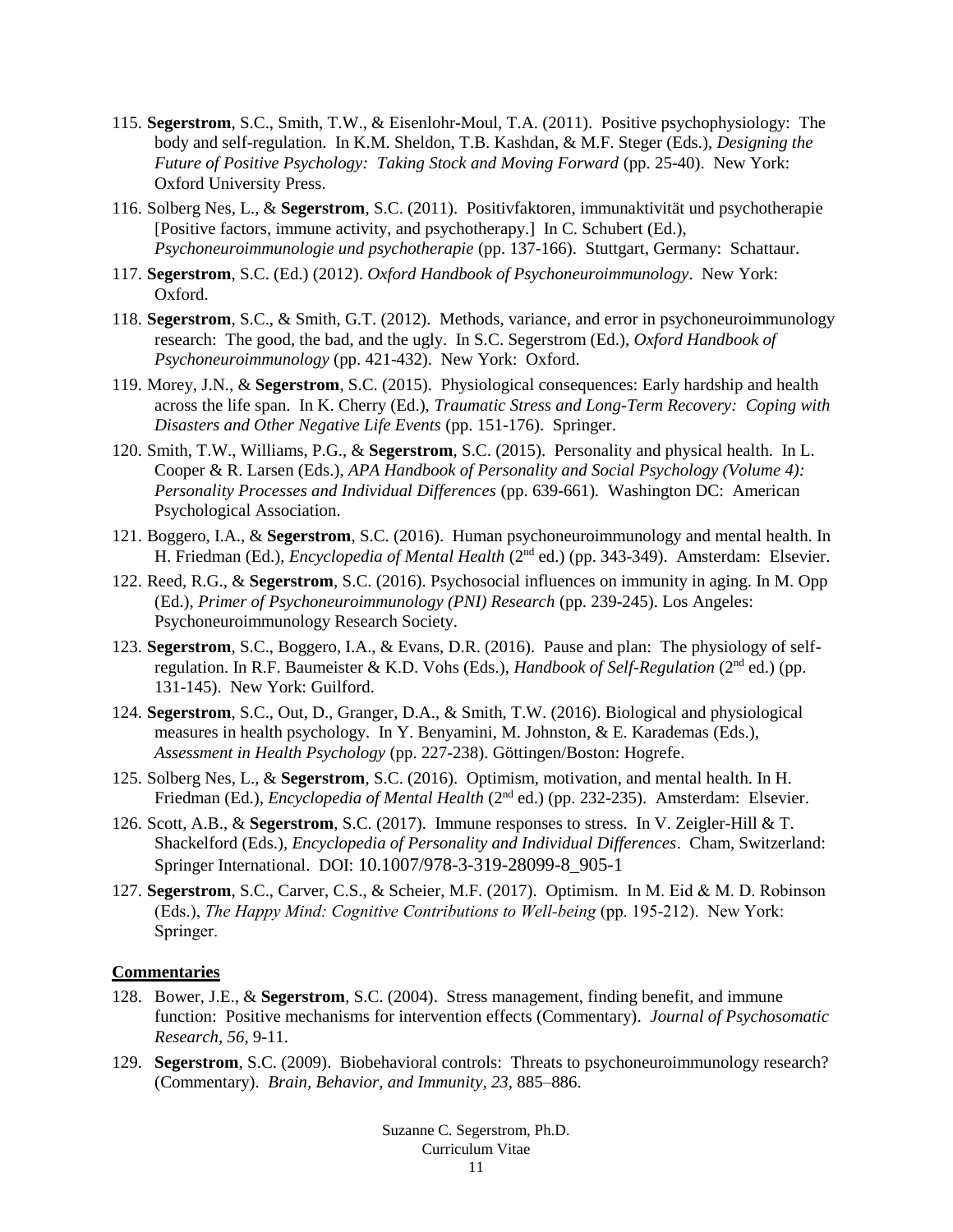115. **Segerstrom**, S.C., Smith, T.W., & Eisenlohr-Moul, T.A. (2011). Positive psychophysiology: The body and self-regulation. In K.M. Sheldon, T.B. Kashdan, & M.F. Steger (Eds.), *Designing the Future of Positive Psychology: Taking Stock and Moving Forward* (pp. 25-40). New York: Oxford University Press.

116. Solberg Nes, L., & **Segerstrom**, S.C. (2011). Positivfaktoren, immunaktivität und psychotherapie [Positive factors, immune activity, and psychotherapy.] In C. Schubert (Ed.), *Psychoneuroimmunologie und psychotherapie* (pp. 137-166). Stuttgart, Germany: Schattaur.

117. **Segerstrom**, S.C. (Ed.) (2012). *Oxford Handbook of Psychoneuroimmunology*. New York: Oxford.

118. **Segerstrom**, S.C., & Smith, G.T. (2012). Methods, variance, and error in psychoneuroimmunology research: The good, the bad, and the ugly. In S.C. Segerstrom (Ed.), *Oxford Handbook of Psychoneuroimmunology* (pp. 421-432). New York: Oxford.

119. Morey, J.N., & **Segerstrom**, S.C. (2015). Physiological consequences: Early hardship and health across the life span. In K. Cherry (Ed.), *Traumatic Stress and Long-Term Recovery: Coping with Disasters and Other Negative Life Events* (pp. 151-176). Springer.

120. Smith, T.W., Williams, P.G., & **Segerstrom**, S.C. (2015). Personality and physical health. In L. Cooper & R. Larsen (Eds.), *APA Handbook of Personality and Social Psychology (Volume 4): Personality Processes and Individual Differences* (pp. 639-661). Washington DC: American Psychological Association.

121. Boggero, I.A., & **Segerstrom**, S.C. (2016). Human psychoneuroimmunology and mental health. In H. Friedman (Ed.), *Encyclopedia of Mental Health* (2nd ed.) (pp. 343-349). Amsterdam: Elsevier.

122. Reed, R.G., & **Segerstrom**, S.C. (2016). Psychosocial influences on immunity in aging. In M. Opp (Ed.), *Primer of Psychoneuroimmunology (PNI) Research* (pp. 239-245). Los Angeles: Psychoneuroimmunology Research Society.

123. **Segerstrom**, S.C., Boggero, I.A., & Evans, D.R. (2016). Pause and plan: The physiology of self-regulation. In R.F. Baumeister & K.D. Vohs (Eds.), *Handbook of Self-Regulation* (2nd ed.) (pp. 131-145). New York: Guilford.

124. **Segerstrom**, S.C., Out, D., Granger, D.A., & Smith, T.W. (2016). Biological and physiological measures in health psychology. In Y. Benyamini, M. Johnston, & E. Karademas (Eds.), *Assessment in Health Psychology* (pp. 227-238). Göttingen/Boston: Hogrefe.

125. Solberg Nes, L., & **Segerstrom**, S.C. (2016). Optimism, motivation, and mental health. In H. Friedman (Ed.), *Encyclopedia of Mental Health* (2nd ed.) (pp. 232-235). Amsterdam: Elsevier.

126. Scott, A.B., & **Segerstrom**, S.C. (2017). Immune responses to stress. In V. Zeigler-Hill & T. Shackelford (Eds.), *Encyclopedia of Personality and Individual Differences*. Cham, Switzerland: Springer International. DOI: 10.1007/978-3-319-28099-8_905-1

127. **Segerstrom**, S.C., Carver, C.S., & Scheier, M.F. (2017). Optimism. In M. Eid & M. D. Robinson (Eds.), *The Happy Mind: Cognitive Contributions to Well-being* (pp. 195-212). New York: Springer.

## Commentaries

128. Bower, J.E., & **Segerstrom**, S.C. (2004). Stress management, finding benefit, and immune function: Positive mechanisms for intervention effects (Commentary). *Journal of Psychosomatic Research, 56*, 9-11.

129. **Segerstrom**, S.C. (2009). Biobehavioral controls: Threats to psychoneuroimmunology research? (Commentary). *Brain, Behavior, and Immunity, 23*, 885–886.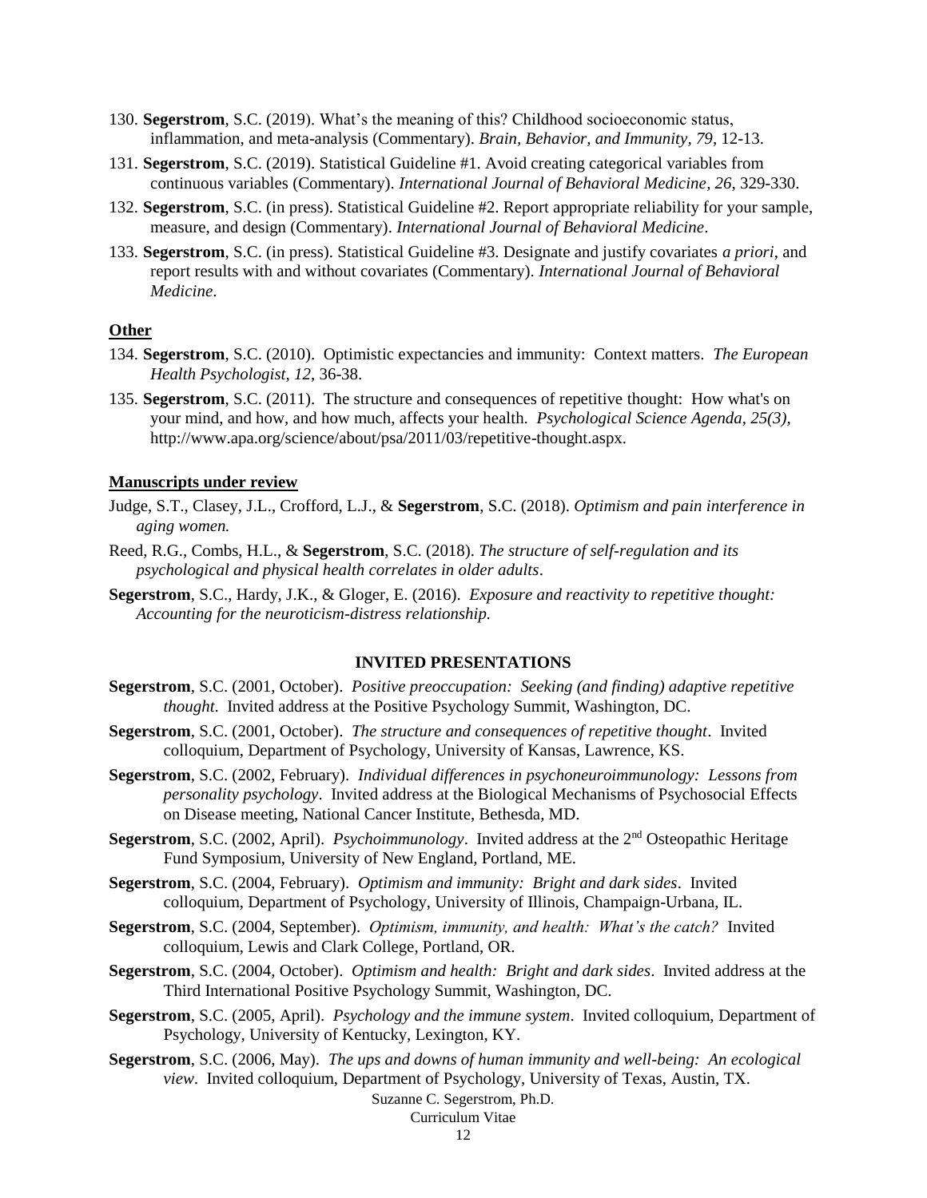130. **Segerstrom**, S.C. (2019). What's the meaning of this? Childhood socioeconomic status, inflammation, and meta-analysis (Commentary). *Brain, Behavior, and Immunity*, *79*, 12-13.

131. **Segerstrom**, S.C. (2019). Statistical Guideline #1. Avoid creating categorical variables from continuous variables (Commentary). *International Journal of Behavioral Medicine*, *26*, 329-330.

132. **Segerstrom**, S.C. (in press). Statistical Guideline #2. Report appropriate reliability for your sample, measure, and design (Commentary). *International Journal of Behavioral Medicine*.

133. **Segerstrom**, S.C. (in press). Statistical Guideline #3. Designate and justify covariates *a priori*, and report results with and without covariates (Commentary). *International Journal of Behavioral Medicine*.

**Other**

134. **Segerstrom**, S.C. (2010). Optimistic expectancies and immunity: Context matters. *The European Health Psychologist*, *12*, 36-38.

135. **Segerstrom**, S.C. (2011). The structure and consequences of repetitive thought: How what's on your mind, and how, and how much, affects your health. *Psychological Science Agenda*, *25(3)*, http://www.apa.org/science/about/psa/2011/03/repetitive-thought.aspx.

**Manuscripts under review**

Judge, S.T., Clasey, J.L., Crofford, L.J., & **Segerstrom**, S.C. (2018). *Optimism and pain interference in aging women.*

Reed, R.G., Combs, H.L., & **Segerstrom**, S.C. (2018). *The structure of self-regulation and its psychological and physical health correlates in older adults*.

**Segerstrom**, S.C., Hardy, J.K., & Gloger, E. (2016). *Exposure and reactivity to repetitive thought: Accounting for the neuroticism-distress relationship.*

## INVITED PRESENTATIONS

**Segerstrom**, S.C. (2001, October). *Positive preoccupation: Seeking (and finding) adaptive repetitive thought*. Invited address at the Positive Psychology Summit, Washington, DC.

**Segerstrom**, S.C. (2001, October). *The structure and consequences of repetitive thought*. Invited colloquium, Department of Psychology, University of Kansas, Lawrence, KS.

**Segerstrom**, S.C. (2002, February). *Individual differences in psychoneuroimmunology: Lessons from personality psychology*. Invited address at the Biological Mechanisms of Psychosocial Effects on Disease meeting, National Cancer Institute, Bethesda, MD.

**Segerstrom**, S.C. (2002, April). *Psychoimmunology*. Invited address at the 2nd Osteopathic Heritage Fund Symposium, University of New England, Portland, ME.

**Segerstrom**, S.C. (2004, February). *Optimism and immunity: Bright and dark sides*. Invited colloquium, Department of Psychology, University of Illinois, Champaign-Urbana, IL.

**Segerstrom**, S.C. (2004, September). *Optimism, immunity, and health: What's the catch?* Invited colloquium, Lewis and Clark College, Portland, OR.

**Segerstrom**, S.C. (2004, October). *Optimism and health: Bright and dark sides*. Invited address at the Third International Positive Psychology Summit, Washington, DC.

**Segerstrom**, S.C. (2005, April). *Psychology and the immune system*. Invited colloquium, Department of Psychology, University of Kentucky, Lexington, KY.

**Segerstrom**, S.C. (2006, May). *The ups and downs of human immunity and well-being: An ecological view*. Invited colloquium, Department of Psychology, University of Texas, Austin, TX.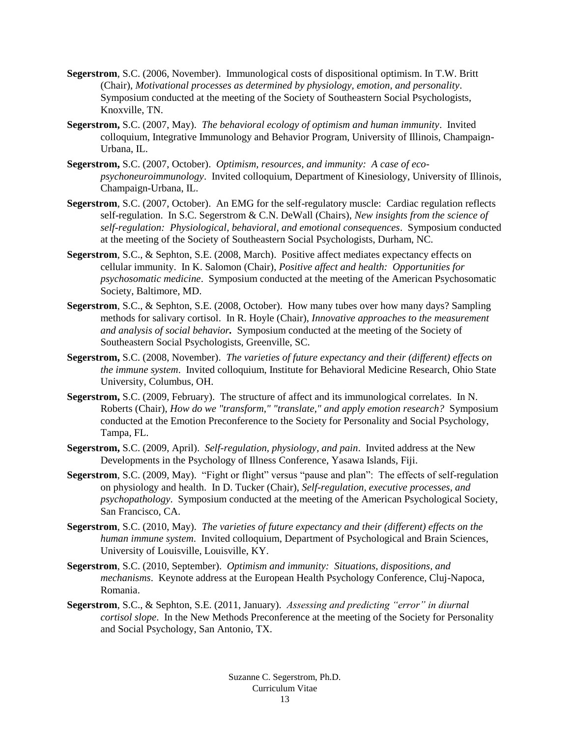**Segerstrom**, S.C. (2006, November). Immunological costs of dispositional optimism. In T.W. Britt (Chair), *Motivational processes as determined by physiology, emotion, and personality*. Symposium conducted at the meeting of the Society of Southeastern Social Psychologists, Knoxville, TN.

**Segerstrom,** S.C. (2007, May). *The behavioral ecology of optimism and human immunity*. Invited colloquium, Integrative Immunology and Behavior Program, University of Illinois, Champaign-Urbana, IL.

**Segerstrom,** S.C. (2007, October). *Optimism, resources, and immunity: A case of eco-psychoneuroimmunology*. Invited colloquium, Department of Kinesiology, University of Illinois, Champaign-Urbana, IL.

**Segerstrom**, S.C. (2007, October). An EMG for the self-regulatory muscle: Cardiac regulation reflects self-regulation. In S.C. Segerstrom & C.N. DeWall (Chairs), *New insights from the science of self-regulation: Physiological, behavioral, and emotional consequences*. Symposium conducted at the meeting of the Society of Southeastern Social Psychologists, Durham, NC.

**Segerstrom**, S.C., & Sephton, S.E. (2008, March). Positive affect mediates expectancy effects on cellular immunity. In K. Salomon (Chair), *Positive affect and health: Opportunities for psychosomatic medicine*. Symposium conducted at the meeting of the American Psychosomatic Society, Baltimore, MD.

**Segerstrom**, S.C., & Sephton, S.E. (2008, October). How many tubes over how many days? Sampling methods for salivary cortisol. In R. Hoyle (Chair), *Innovative approaches to the measurement and analysis of social behavior.* Symposium conducted at the meeting of the Society of Southeastern Social Psychologists, Greenville, SC.

**Segerstrom,** S.C. (2008, November). *The varieties of future expectancy and their (different) effects on the immune system*. Invited colloquium, Institute for Behavioral Medicine Research, Ohio State University, Columbus, OH.

**Segerstrom,** S.C. (2009, February). The structure of affect and its immunological correlates. In N. Roberts (Chair), *How do we "transform," "translate," and apply emotion research?* Symposium conducted at the Emotion Preconference to the Society for Personality and Social Psychology, Tampa, FL.

**Segerstrom,** S.C. (2009, April). *Self-regulation, physiology, and pain*. Invited address at the New Developments in the Psychology of Illness Conference, Yasawa Islands, Fiji.

**Segerstrom**, S.C. (2009, May). "Fight or flight" versus "pause and plan": The effects of self-regulation on physiology and health. In D. Tucker (Chair), *Self-regulation, executive processes, and psychopathology*. Symposium conducted at the meeting of the American Psychological Society, San Francisco, CA.

**Segerstrom**, S.C. (2010, May). *The varieties of future expectancy and their (different) effects on the human immune system*. Invited colloquium, Department of Psychological and Brain Sciences, University of Louisville, Louisville, KY.

**Segerstrom**, S.C. (2010, September). *Optimism and immunity: Situations, dispositions, and mechanisms*. Keynote address at the European Health Psychology Conference, Cluj-Napoca, Romania.

**Segerstrom**, S.C., & Sephton, S.E. (2011, January). *Assessing and predicting "error" in diurnal cortisol slope*. In the New Methods Preconference at the meeting of the Society for Personality and Social Psychology, San Antonio, TX.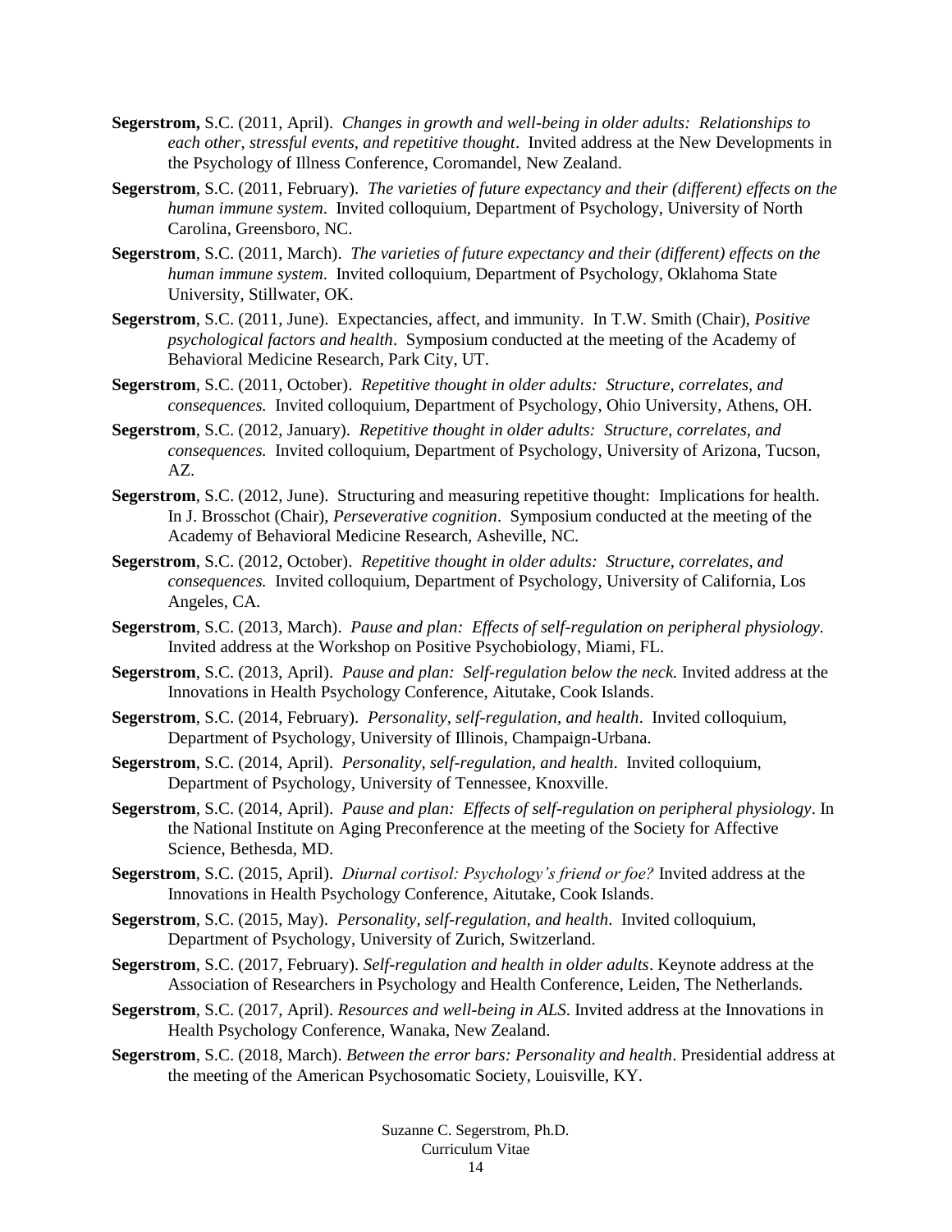**Segerstrom,** S.C. (2011, April). *Changes in growth and well-being in older adults: Relationships to each other, stressful events, and repetitive thought*. Invited address at the New Developments in the Psychology of Illness Conference, Coromandel, New Zealand.

**Segerstrom**, S.C. (2011, February). *The varieties of future expectancy and their (different) effects on the human immune system*. Invited colloquium, Department of Psychology, University of North Carolina, Greensboro, NC.

**Segerstrom**, S.C. (2011, March). *The varieties of future expectancy and their (different) effects on the human immune system*. Invited colloquium, Department of Psychology, Oklahoma State University, Stillwater, OK.

**Segerstrom**, S.C. (2011, June). Expectancies, affect, and immunity. In T.W. Smith (Chair), *Positive psychological factors and health*. Symposium conducted at the meeting of the Academy of Behavioral Medicine Research, Park City, UT.

**Segerstrom**, S.C. (2011, October). *Repetitive thought in older adults: Structure, correlates, and consequences.* Invited colloquium, Department of Psychology, Ohio University, Athens, OH.

**Segerstrom**, S.C. (2012, January). *Repetitive thought in older adults: Structure, correlates, and consequences.* Invited colloquium, Department of Psychology, University of Arizona, Tucson, AZ.

**Segerstrom**, S.C. (2012, June). Structuring and measuring repetitive thought: Implications for health. In J. Brosschot (Chair), *Perseverative cognition*. Symposium conducted at the meeting of the Academy of Behavioral Medicine Research, Asheville, NC.

**Segerstrom**, S.C. (2012, October). *Repetitive thought in older adults: Structure, correlates, and consequences.* Invited colloquium, Department of Psychology, University of California, Los Angeles, CA.

**Segerstrom**, S.C. (2013, March). *Pause and plan: Effects of self-regulation on peripheral physiology.* Invited address at the Workshop on Positive Psychobiology, Miami, FL.

**Segerstrom**, S.C. (2013, April). *Pause and plan: Self-regulation below the neck.* Invited address at the Innovations in Health Psychology Conference, Aitutake, Cook Islands.

**Segerstrom**, S.C. (2014, February). *Personality, self-regulation, and health*. Invited colloquium, Department of Psychology, University of Illinois, Champaign-Urbana.

**Segerstrom**, S.C. (2014, April). *Personality, self-regulation, and health*. Invited colloquium, Department of Psychology, University of Tennessee, Knoxville.

**Segerstrom**, S.C. (2014, April). *Pause and plan: Effects of self-regulation on peripheral physiology*. In the National Institute on Aging Preconference at the meeting of the Society for Affective Science, Bethesda, MD.

**Segerstrom**, S.C. (2015, April). *Diurnal cortisol: Psychology's friend or foe?* Invited address at the Innovations in Health Psychology Conference, Aitutake, Cook Islands.

**Segerstrom**, S.C. (2015, May). *Personality, self-regulation, and health*. Invited colloquium, Department of Psychology, University of Zurich, Switzerland.

**Segerstrom**, S.C. (2017, February). *Self-regulation and health in older adults*. Keynote address at the Association of Researchers in Psychology and Health Conference, Leiden, The Netherlands.

**Segerstrom**, S.C. (2017, April). *Resources and well-being in ALS*. Invited address at the Innovations in Health Psychology Conference, Wanaka, New Zealand.

**Segerstrom**, S.C. (2018, March). *Between the error bars: Personality and health*. Presidential address at the meeting of the American Psychosomatic Society, Louisville, KY.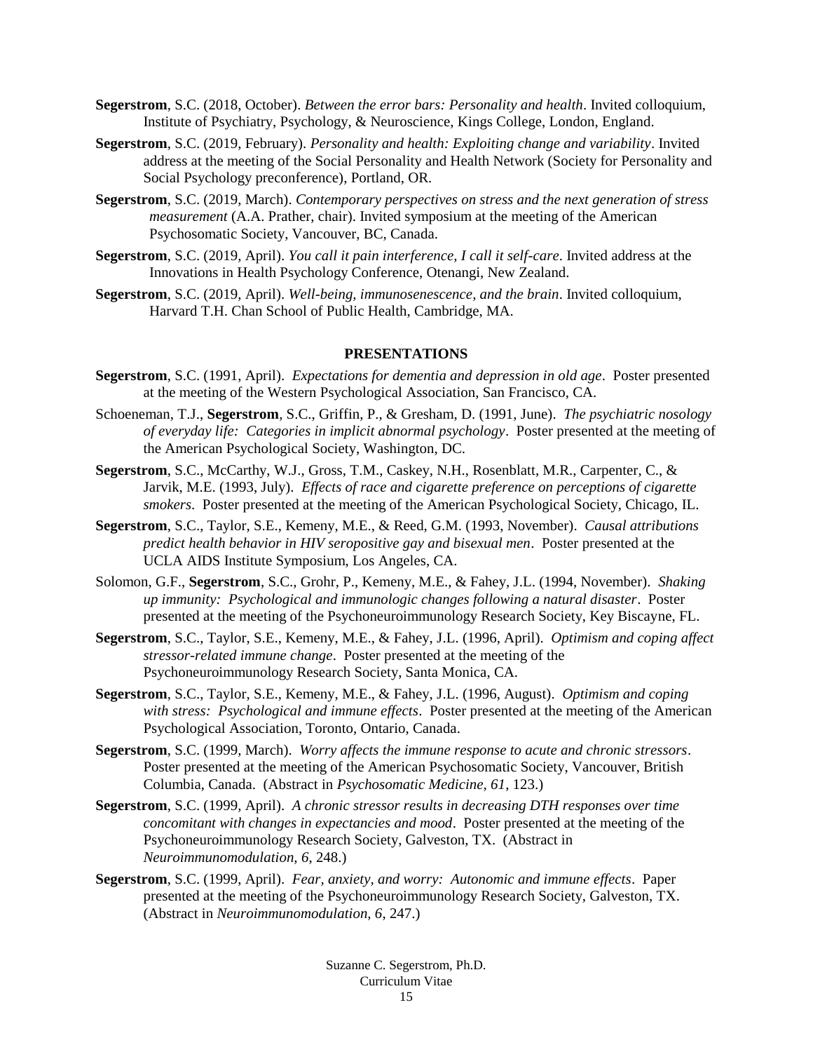**Segerstrom**, S.C. (2018, October). *Between the error bars: Personality and health*. Invited colloquium, Institute of Psychiatry, Psychology, & Neuroscience, Kings College, London, England.

**Segerstrom**, S.C. (2019, February). *Personality and health: Exploiting change and variability*. Invited address at the meeting of the Social Personality and Health Network (Society for Personality and Social Psychology preconference), Portland, OR.

**Segerstrom**, S.C. (2019, March). *Contemporary perspectives on stress and the next generation of stress measurement* (A.A. Prather, chair). Invited symposium at the meeting of the American Psychosomatic Society, Vancouver, BC, Canada.

**Segerstrom**, S.C. (2019, April). *You call it pain interference, I call it self-care*. Invited address at the Innovations in Health Psychology Conference, Otenangi, New Zealand.

**Segerstrom**, S.C. (2019, April). *Well-being, immunosenescence, and the brain*. Invited colloquium, Harvard T.H. Chan School of Public Health, Cambridge, MA.

## PRESENTATIONS

**Segerstrom**, S.C. (1991, April). *Expectations for dementia and depression in old age*. Poster presented at the meeting of the Western Psychological Association, San Francisco, CA.

Schoeneman, T.J., **Segerstrom**, S.C., Griffin, P., & Gresham, D. (1991, June). *The psychiatric nosology of everyday life: Categories in implicit abnormal psychology*. Poster presented at the meeting of the American Psychological Society, Washington, DC.

**Segerstrom**, S.C., McCarthy, W.J., Gross, T.M., Caskey, N.H., Rosenblatt, M.R., Carpenter, C., & Jarvik, M.E. (1993, July). *Effects of race and cigarette preference on perceptions of cigarette smokers*. Poster presented at the meeting of the American Psychological Society, Chicago, IL.

**Segerstrom**, S.C., Taylor, S.E., Kemeny, M.E., & Reed, G.M. (1993, November). *Causal attributions predict health behavior in HIV seropositive gay and bisexual men*. Poster presented at the UCLA AIDS Institute Symposium, Los Angeles, CA.

Solomon, G.F., **Segerstrom**, S.C., Grohr, P., Kemeny, M.E., & Fahey, J.L. (1994, November). *Shaking up immunity: Psychological and immunologic changes following a natural disaster*. Poster presented at the meeting of the Psychoneuroimmunology Research Society, Key Biscayne, FL.

**Segerstrom**, S.C., Taylor, S.E., Kemeny, M.E., & Fahey, J.L. (1996, April). *Optimism and coping affect stressor-related immune change*. Poster presented at the meeting of the Psychoneuroimmunology Research Society, Santa Monica, CA.

**Segerstrom**, S.C., Taylor, S.E., Kemeny, M.E., & Fahey, J.L. (1996, August). *Optimism and coping with stress: Psychological and immune effects*. Poster presented at the meeting of the American Psychological Association, Toronto, Ontario, Canada.

**Segerstrom**, S.C. (1999, March). *Worry affects the immune response to acute and chronic stressors*. Poster presented at the meeting of the American Psychosomatic Society, Vancouver, British Columbia, Canada. (Abstract in *Psychosomatic Medicine, 61*, 123.)

**Segerstrom**, S.C. (1999, April). *A chronic stressor results in decreasing DTH responses over time concomitant with changes in expectancies and mood*. Poster presented at the meeting of the Psychoneuroimmunology Research Society, Galveston, TX. (Abstract in *Neuroimmunomodulation, 6*, 248.)

**Segerstrom**, S.C. (1999, April). *Fear, anxiety, and worry: Autonomic and immune effects*. Paper presented at the meeting of the Psychoneuroimmunology Research Society, Galveston, TX. (Abstract in *Neuroimmunomodulation, 6*, 247.)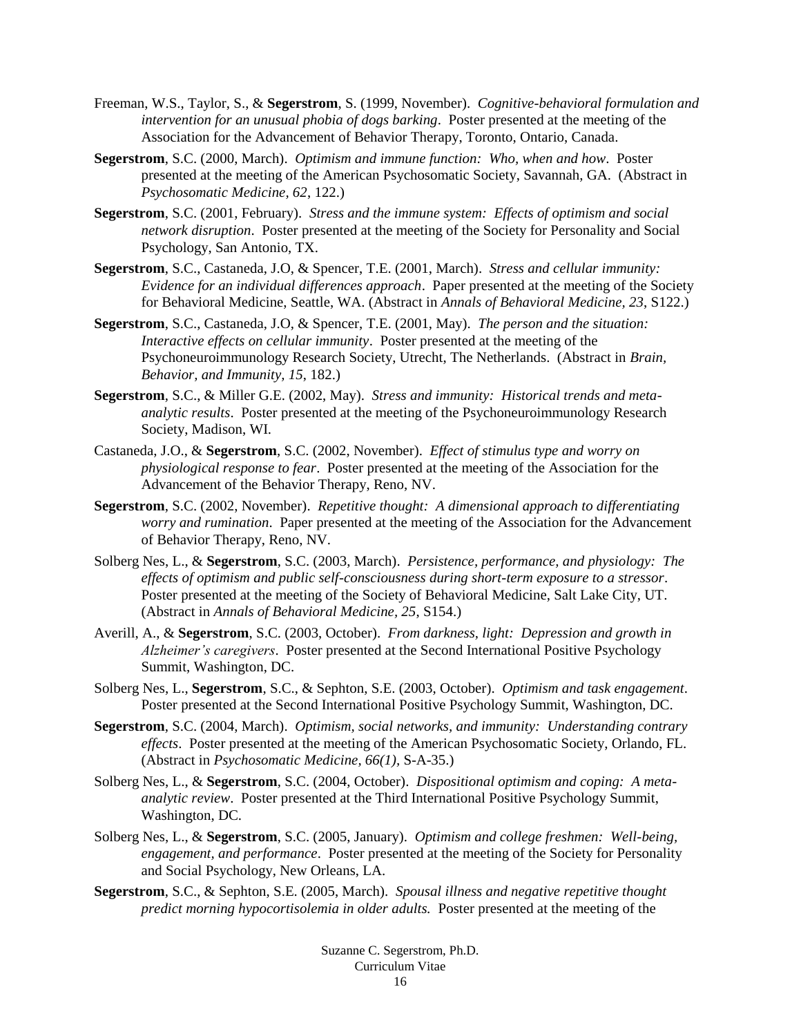Freeman, W.S., Taylor, S., & **Segerstrom**, S. (1999, November). *Cognitive-behavioral formulation and intervention for an unusual phobia of dogs barking*. Poster presented at the meeting of the Association for the Advancement of Behavior Therapy, Toronto, Ontario, Canada.

**Segerstrom**, S.C. (2000, March). *Optimism and immune function: Who, when and how*. Poster presented at the meeting of the American Psychosomatic Society, Savannah, GA. (Abstract in *Psychosomatic Medicine, 62*, 122.)

**Segerstrom**, S.C. (2001, February). *Stress and the immune system: Effects of optimism and social network disruption*. Poster presented at the meeting of the Society for Personality and Social Psychology, San Antonio, TX.

**Segerstrom**, S.C., Castaneda, J.O, & Spencer, T.E. (2001, March). *Stress and cellular immunity: Evidence for an individual differences approach*. Paper presented at the meeting of the Society for Behavioral Medicine, Seattle, WA. (Abstract in *Annals of Behavioral Medicine, 23*, S122.)

**Segerstrom**, S.C., Castaneda, J.O, & Spencer, T.E. (2001, May). *The person and the situation: Interactive effects on cellular immunity*. Poster presented at the meeting of the Psychoneuroimmunology Research Society, Utrecht, The Netherlands. (Abstract in *Brain, Behavior, and Immunity, 15*, 182.)

**Segerstrom**, S.C., & Miller G.E. (2002, May). *Stress and immunity: Historical trends and meta-analytic results*. Poster presented at the meeting of the Psychoneuroimmunology Research Society, Madison, WI.

Castaneda, J.O., & **Segerstrom**, S.C. (2002, November). *Effect of stimulus type and worry on physiological response to fear*. Poster presented at the meeting of the Association for the Advancement of the Behavior Therapy, Reno, NV.

**Segerstrom**, S.C. (2002, November). *Repetitive thought: A dimensional approach to differentiating worry and rumination*. Paper presented at the meeting of the Association for the Advancement of Behavior Therapy, Reno, NV.

Solberg Nes, L., & **Segerstrom**, S.C. (2003, March). *Persistence, performance, and physiology: The effects of optimism and public self-consciousness during short-term exposure to a stressor*. Poster presented at the meeting of the Society of Behavioral Medicine, Salt Lake City, UT. (Abstract in *Annals of Behavioral Medicine, 25*, S154.)

Averill, A., & **Segerstrom**, S.C. (2003, October). *From darkness, light: Depression and growth in Alzheimer's caregivers*. Poster presented at the Second International Positive Psychology Summit, Washington, DC.

Solberg Nes, L., **Segerstrom**, S.C., & Sephton, S.E. (2003, October). *Optimism and task engagement*. Poster presented at the Second International Positive Psychology Summit, Washington, DC.

**Segerstrom**, S.C. (2004, March). *Optimism, social networks, and immunity: Understanding contrary effects*. Poster presented at the meeting of the American Psychosomatic Society, Orlando, FL. (Abstract in *Psychosomatic Medicine, 66(1)*, S-A-35.)

Solberg Nes, L., & **Segerstrom**, S.C. (2004, October). *Dispositional optimism and coping: A meta-analytic review*. Poster presented at the Third International Positive Psychology Summit, Washington, DC.

Solberg Nes, L., & **Segerstrom**, S.C. (2005, January). *Optimism and college freshmen: Well-being, engagement, and performance*. Poster presented at the meeting of the Society for Personality and Social Psychology, New Orleans, LA.

**Segerstrom**, S.C., & Sephton, S.E. (2005, March). *Spousal illness and negative repetitive thought predict morning hypocortisolemia in older adults.* Poster presented at the meeting of the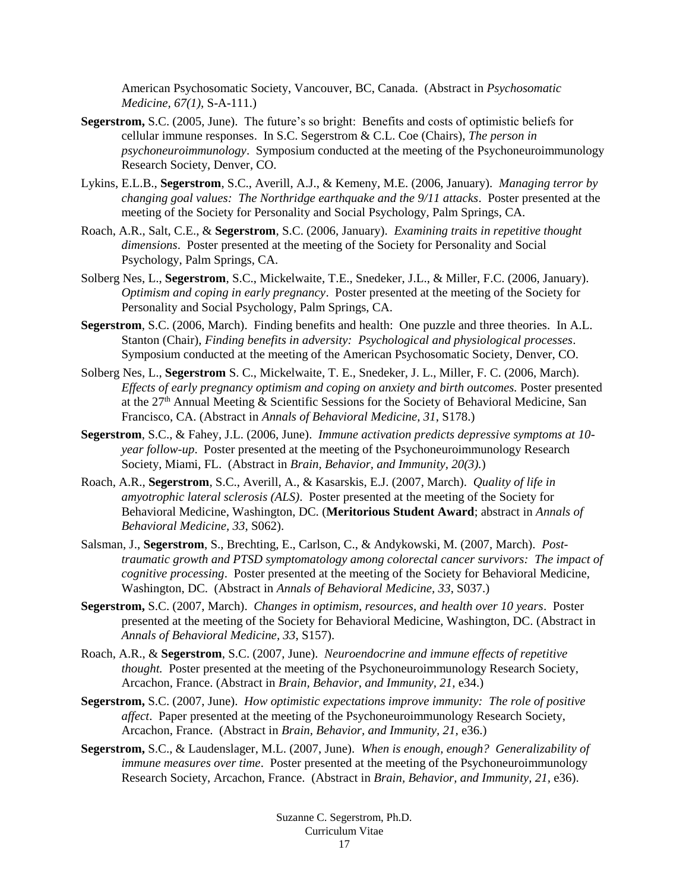American Psychosomatic Society, Vancouver, BC, Canada. (Abstract in *Psychosomatic Medicine, 67(1),* S-A-111.)

**Segerstrom,** S.C. (2005, June). The future's so bright: Benefits and costs of optimistic beliefs for cellular immune responses. In S.C. Segerstrom & C.L. Coe (Chairs), *The person in psychoneuroimmunology*. Symposium conducted at the meeting of the Psychoneuroimmunology Research Society, Denver, CO.

Lykins, E.L.B., **Segerstrom**, S.C., Averill, A.J., & Kemeny, M.E. (2006, January). *Managing terror by changing goal values: The Northridge earthquake and the 9/11 attacks*. Poster presented at the meeting of the Society for Personality and Social Psychology, Palm Springs, CA.

Roach, A.R., Salt, C.E., & **Segerstrom**, S.C. (2006, January). *Examining traits in repetitive thought dimensions*. Poster presented at the meeting of the Society for Personality and Social Psychology, Palm Springs, CA.

Solberg Nes, L., **Segerstrom**, S.C., Mickelwaite, T.E., Snedeker, J.L., & Miller, F.C. (2006, January). *Optimism and coping in early pregnancy*. Poster presented at the meeting of the Society for Personality and Social Psychology, Palm Springs, CA.

**Segerstrom**, S.C. (2006, March). Finding benefits and health: One puzzle and three theories. In A.L. Stanton (Chair), *Finding benefits in adversity: Psychological and physiological processes*. Symposium conducted at the meeting of the American Psychosomatic Society, Denver, CO.

Solberg Nes, L., **Segerstrom** S. C., Mickelwaite, T. E., Snedeker, J. L., Miller, F. C. (2006, March). *Effects of early pregnancy optimism and coping on anxiety and birth outcomes.* Poster presented at the 27th Annual Meeting & Scientific Sessions for the Society of Behavioral Medicine, San Francisco, CA. (Abstract in *Annals of Behavioral Medicine, 31*, S178.)

**Segerstrom**, S.C., & Fahey, J.L. (2006, June). *Immune activation predicts depressive symptoms at 10-year follow-up*. Poster presented at the meeting of the Psychoneuroimmunology Research Society, Miami, FL. (Abstract in *Brain, Behavior, and Immunity, 20(3).*)

Roach, A.R., **Segerstrom**, S.C., Averill, A., & Kasarskis, E.J. (2007, March). *Quality of life in amyotrophic lateral sclerosis (ALS)*. Poster presented at the meeting of the Society for Behavioral Medicine, Washington, DC. (**Meritorious Student Award**; abstract in *Annals of Behavioral Medicine, 33*, S062).

Salsman, J., **Segerstrom**, S., Brechting, E., Carlson, C., & Andykowski, M. (2007, March). *Post-traumatic growth and PTSD symptomatology among colorectal cancer survivors: The impact of cognitive processing*. Poster presented at the meeting of the Society for Behavioral Medicine, Washington, DC. (Abstract in *Annals of Behavioral Medicine, 33*, S037.)

**Segerstrom,** S.C. (2007, March). *Changes in optimism, resources, and health over 10 years*. Poster presented at the meeting of the Society for Behavioral Medicine, Washington, DC. (Abstract in *Annals of Behavioral Medicine, 33*, S157).

Roach, A.R., & **Segerstrom**, S.C. (2007, June). *Neuroendocrine and immune effects of repetitive thought.* Poster presented at the meeting of the Psychoneuroimmunology Research Society, Arcachon, France. (Abstract in *Brain, Behavior, and Immunity, 21*, e34.)

**Segerstrom,** S.C. (2007, June). *How optimistic expectations improve immunity: The role of positive affect*. Paper presented at the meeting of the Psychoneuroimmunology Research Society, Arcachon, France. (Abstract in *Brain, Behavior, and Immunity, 21*, e36.)

**Segerstrom,** S.C., & Laudenslager, M.L. (2007, June). *When is enough, enough? Generalizability of immune measures over time*. Poster presented at the meeting of the Psychoneuroimmunology Research Society, Arcachon, France. (Abstract in *Brain, Behavior, and Immunity, 21*, e36).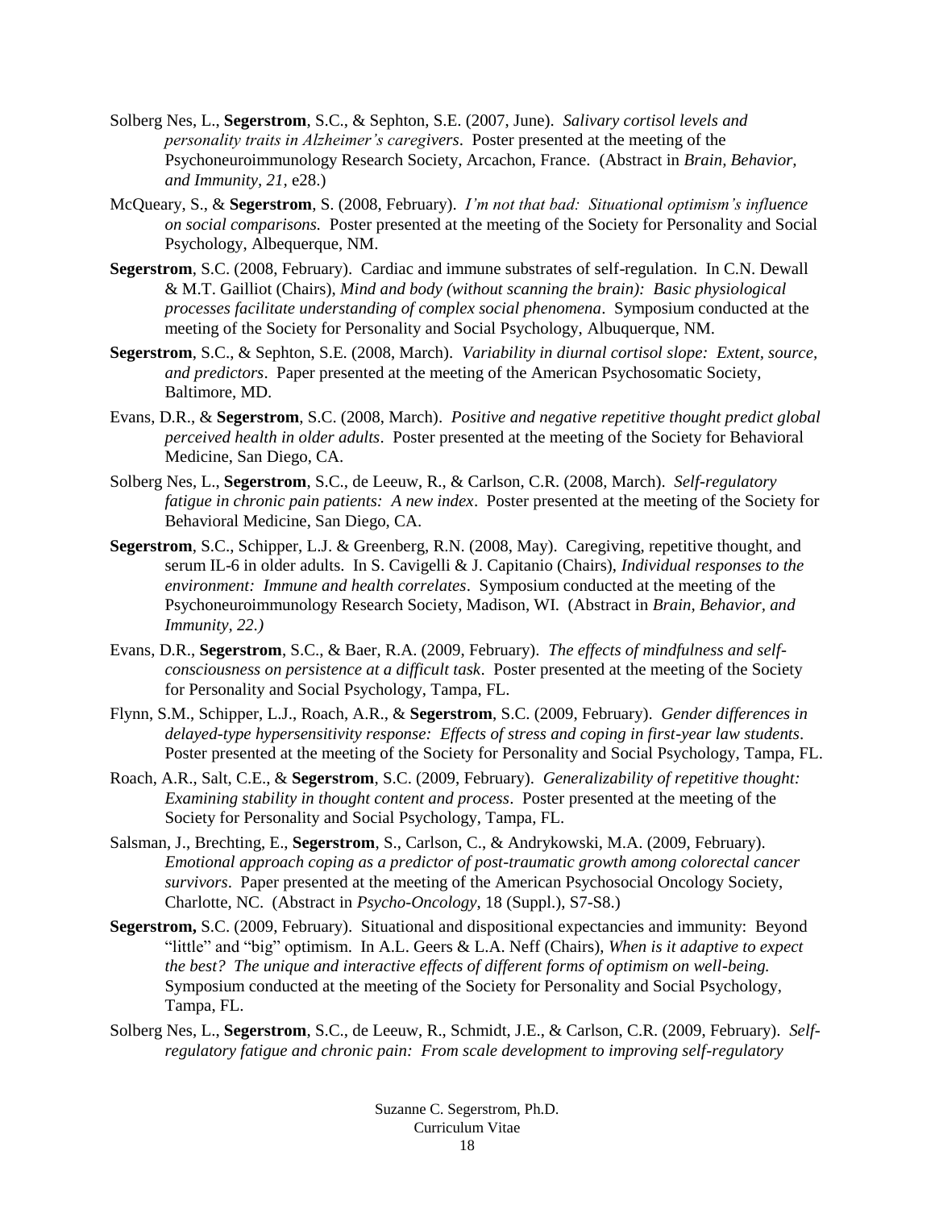Solberg Nes, L., **Segerstrom**, S.C., & Sephton, S.E. (2007, June). *Salivary cortisol levels and personality traits in Alzheimer's caregivers*. Poster presented at the meeting of the Psychoneuroimmunology Research Society, Arcachon, France. (Abstract in *Brain, Behavior, and Immunity, 21*, e28.)

McQueary, S., & **Segerstrom**, S. (2008, February). *I'm not that bad: Situational optimism's influence on social comparisons.* Poster presented at the meeting of the Society for Personality and Social Psychology, Albequerque, NM.

**Segerstrom**, S.C. (2008, February). Cardiac and immune substrates of self-regulation. In C.N. Dewall & M.T. Gailliot (Chairs), *Mind and body (without scanning the brain): Basic physiological processes facilitate understanding of complex social phenomena*. Symposium conducted at the meeting of the Society for Personality and Social Psychology, Albuquerque, NM.

**Segerstrom**, S.C., & Sephton, S.E. (2008, March). *Variability in diurnal cortisol slope: Extent, source, and predictors*. Paper presented at the meeting of the American Psychosomatic Society, Baltimore, MD.

Evans, D.R., & **Segerstrom**, S.C. (2008, March). *Positive and negative repetitive thought predict global perceived health in older adults*. Poster presented at the meeting of the Society for Behavioral Medicine, San Diego, CA.

Solberg Nes, L., **Segerstrom**, S.C., de Leeuw, R., & Carlson, C.R. (2008, March). *Self-regulatory fatigue in chronic pain patients: A new index*. Poster presented at the meeting of the Society for Behavioral Medicine, San Diego, CA.

**Segerstrom**, S.C., Schipper, L.J. & Greenberg, R.N. (2008, May). Caregiving, repetitive thought, and serum IL-6 in older adults. In S. Cavigelli & J. Capitanio (Chairs), *Individual responses to the environment: Immune and health correlates*. Symposium conducted at the meeting of the Psychoneuroimmunology Research Society, Madison, WI. (Abstract in *Brain, Behavior, and Immunity, 22.)*

Evans, D.R., **Segerstrom**, S.C., & Baer, R.A. (2009, February). *The effects of mindfulness and self-consciousness on persistence at a difficult task*. Poster presented at the meeting of the Society for Personality and Social Psychology, Tampa, FL.

Flynn, S.M., Schipper, L.J., Roach, A.R., & **Segerstrom**, S.C. (2009, February). *Gender differences in delayed-type hypersensitivity response: Effects of stress and coping in first-year law students*. Poster presented at the meeting of the Society for Personality and Social Psychology, Tampa, FL.

Roach, A.R., Salt, C.E., & **Segerstrom**, S.C. (2009, February). *Generalizability of repetitive thought: Examining stability in thought content and process*. Poster presented at the meeting of the Society for Personality and Social Psychology, Tampa, FL.

Salsman, J., Brechting, E., **Segerstrom**, S., Carlson, C., & Andrykowski, M.A. (2009, February). *Emotional approach coping as a predictor of post-traumatic growth among colorectal cancer survivors*. Paper presented at the meeting of the American Psychosocial Oncology Society, Charlotte, NC. (Abstract in *Psycho-Oncology*, 18 (Suppl.), S7-S8.)

**Segerstrom,** S.C. (2009, February). Situational and dispositional expectancies and immunity: Beyond "little" and "big" optimism. In A.L. Geers & L.A. Neff (Chairs), *When is it adaptive to expect the best? The unique and interactive effects of different forms of optimism on well-being.* Symposium conducted at the meeting of the Society for Personality and Social Psychology, Tampa, FL.

Solberg Nes, L., **Segerstrom**, S.C., de Leeuw, R., Schmidt, J.E., & Carlson, C.R. (2009, February). *Self-regulatory fatigue and chronic pain: From scale development to improving self-regulatory*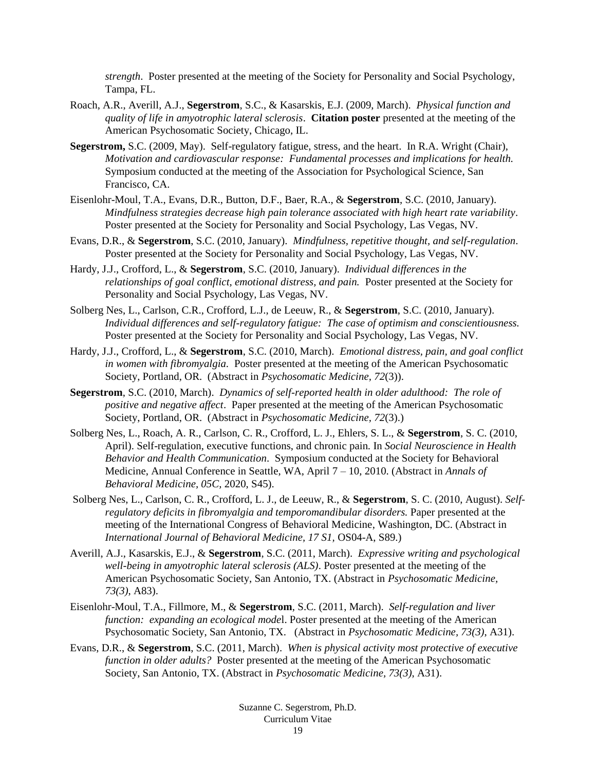*strength*. Poster presented at the meeting of the Society for Personality and Social Psychology, Tampa, FL.

Roach, A.R., Averill, A.J., **Segerstrom**, S.C., & Kasarskis, E.J. (2009, March). *Physical function and quality of life in amyotrophic lateral sclerosis*. **Citation poster** presented at the meeting of the American Psychosomatic Society, Chicago, IL.

**Segerstrom,** S.C. (2009, May). Self-regulatory fatigue, stress, and the heart. In R.A. Wright (Chair), *Motivation and cardiovascular response: Fundamental processes and implications for health.* Symposium conducted at the meeting of the Association for Psychological Science, San Francisco, CA.

Eisenlohr-Moul, T.A., Evans, D.R., Button, D.F., Baer, R.A., & **Segerstrom**, S.C. (2010, January). *Mindfulness strategies decrease high pain tolerance associated with high heart rate variability*. Poster presented at the Society for Personality and Social Psychology, Las Vegas, NV.

Evans, D.R., & **Segerstrom**, S.C. (2010, January). *Mindfulness, repetitive thought, and self-regulation*. Poster presented at the Society for Personality and Social Psychology, Las Vegas, NV.

Hardy, J.J., Crofford, L., & **Segerstrom**, S.C. (2010, January). *Individual differences in the relationships of goal conflict, emotional distress, and pain.* Poster presented at the Society for Personality and Social Psychology, Las Vegas, NV.

Solberg Nes, L., Carlson, C.R., Crofford, L.J., de Leeuw, R., & **Segerstrom**, S.C. (2010, January). *Individual differences and self-regulatory fatigue: The case of optimism and conscientiousness.* Poster presented at the Society for Personality and Social Psychology, Las Vegas, NV.

Hardy, J.J., Crofford, L., & **Segerstrom**, S.C. (2010, March). *Emotional distress, pain, and goal conflict in women with fibromyalgia.* Poster presented at the meeting of the American Psychosomatic Society, Portland, OR. (Abstract in *Psychosomatic Medicine, 72*(3)).

**Segerstrom**, S.C. (2010, March). *Dynamics of self-reported health in older adulthood: The role of positive and negative affect*. Paper presented at the meeting of the American Psychosomatic Society, Portland, OR. (Abstract in *Psychosomatic Medicine, 72*(3).)

Solberg Nes, L., Roach, A. R., Carlson, C. R., Crofford, L. J., Ehlers, S. L., & **Segerstrom**, S. C. (2010, April). Self-regulation, executive functions, and chronic pain. In *Social Neuroscience in Health Behavior and Health Communication*. Symposium conducted at the Society for Behavioral Medicine, Annual Conference in Seattle, WA, April 7 – 10, 2010. (Abstract in *Annals of Behavioral Medicine, 05C,* 2020, S45).

Solberg Nes, L., Carlson, C. R., Crofford, L. J., de Leeuw, R., & **Segerstrom**, S. C. (2010, August). *Self-regulatory deficits in fibromyalgia and temporomandibular disorders.* Paper presented at the meeting of the International Congress of Behavioral Medicine, Washington, DC. (Abstract in *International Journal of Behavioral Medicine, 17 S1,* OS04-A, S89.)

Averill, A.J., Kasarskis, E.J., & **Segerstrom**, S.C. (2011, March). *Expressive writing and psychological well-being in amyotrophic lateral sclerosis (ALS)*. Poster presented at the meeting of the American Psychosomatic Society, San Antonio, TX. (Abstract in *Psychosomatic Medicine, 73(3),* A83).

Eisenlohr-Moul, T.A., Fillmore, M., & **Segerstrom**, S.C. (2011, March). *Self-regulation and liver function: expanding an ecological mode*l. Poster presented at the meeting of the American Psychosomatic Society, San Antonio, TX. (Abstract in *Psychosomatic Medicine, 73(3),* A31).

Evans, D.R., & **Segerstrom**, S.C. (2011, March). *When is physical activity most protective of executive function in older adults?* Poster presented at the meeting of the American Psychosomatic Society, San Antonio, TX. (Abstract in *Psychosomatic Medicine, 73(3),* A31).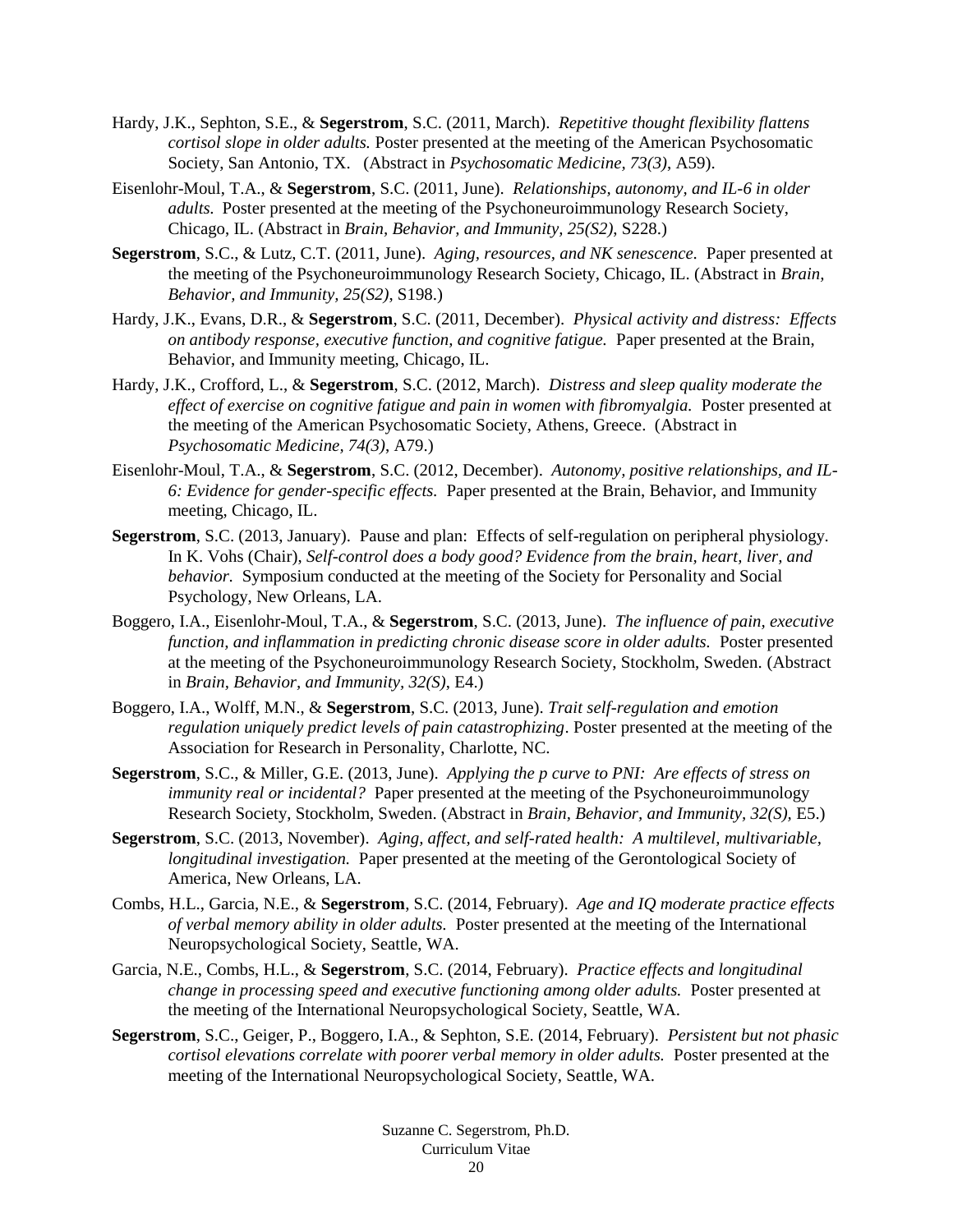Hardy, J.K., Sephton, S.E., & **Segerstrom**, S.C. (2011, March). *Repetitive thought flexibility flattens cortisol slope in older adults.* Poster presented at the meeting of the American Psychosomatic Society, San Antonio, TX. (Abstract in *Psychosomatic Medicine, 73(3)*, A59).

Eisenlohr-Moul, T.A., & **Segerstrom**, S.C. (2011, June). *Relationships, autonomy, and IL-6 in older adults.* Poster presented at the meeting of the Psychoneuroimmunology Research Society, Chicago, IL. (Abstract in *Brain, Behavior, and Immunity, 25(S2)*, S228.)

**Segerstrom**, S.C., & Lutz, C.T. (2011, June). *Aging, resources, and NK senescence.* Paper presented at the meeting of the Psychoneuroimmunology Research Society, Chicago, IL. (Abstract in *Brain, Behavior, and Immunity, 25(S2)*, S198.)

Hardy, J.K., Evans, D.R., & **Segerstrom**, S.C. (2011, December). *Physical activity and distress: Effects on antibody response, executive function, and cognitive fatigue.* Paper presented at the Brain, Behavior, and Immunity meeting, Chicago, IL.

Hardy, J.K., Crofford, L., & **Segerstrom**, S.C. (2012, March). *Distress and sleep quality moderate the effect of exercise on cognitive fatigue and pain in women with fibromyalgia.* Poster presented at the meeting of the American Psychosomatic Society, Athens, Greece. (Abstract in *Psychosomatic Medicine, 74(3)*, A79.)

Eisenlohr-Moul, T.A., & **Segerstrom**, S.C. (2012, December). *Autonomy, positive relationships, and IL-6: Evidence for gender-specific effects.* Paper presented at the Brain, Behavior, and Immunity meeting, Chicago, IL.

**Segerstrom**, S.C. (2013, January). Pause and plan: Effects of self-regulation on peripheral physiology. In K. Vohs (Chair), *Self-control does a body good? Evidence from the brain, heart, liver, and behavior.* Symposium conducted at the meeting of the Society for Personality and Social Psychology, New Orleans, LA.

Boggero, I.A., Eisenlohr-Moul, T.A., & **Segerstrom**, S.C. (2013, June). *The influence of pain, executive function, and inflammation in predicting chronic disease score in older adults.* Poster presented at the meeting of the Psychoneuroimmunology Research Society, Stockholm, Sweden. (Abstract in *Brain, Behavior, and Immunity, 32(S)*, E4.)

Boggero, I.A., Wolff, M.N., & **Segerstrom**, S.C. (2013, June). *Trait self-regulation and emotion regulation uniquely predict levels of pain catastrophizing*. Poster presented at the meeting of the Association for Research in Personality, Charlotte, NC.

**Segerstrom**, S.C., & Miller, G.E. (2013, June). *Applying the p curve to PNI: Are effects of stress on immunity real or incidental?* Paper presented at the meeting of the Psychoneuroimmunology Research Society, Stockholm, Sweden. (Abstract in *Brain, Behavior, and Immunity, 32(S)*, E5.)

**Segerstrom**, S.C. (2013, November). *Aging, affect, and self-rated health: A multilevel, multivariable, longitudinal investigation.* Paper presented at the meeting of the Gerontological Society of America, New Orleans, LA.

Combs, H.L., Garcia, N.E., & **Segerstrom**, S.C. (2014, February). *Age and IQ moderate practice effects of verbal memory ability in older adults.* Poster presented at the meeting of the International Neuropsychological Society, Seattle, WA.

Garcia, N.E., Combs, H.L., & **Segerstrom**, S.C. (2014, February). *Practice effects and longitudinal change in processing speed and executive functioning among older adults.* Poster presented at the meeting of the International Neuropsychological Society, Seattle, WA.

**Segerstrom**, S.C., Geiger, P., Boggero, I.A., & Sephton, S.E. (2014, February). *Persistent but not phasic cortisol elevations correlate with poorer verbal memory in older adults.* Poster presented at the meeting of the International Neuropsychological Society, Seattle, WA.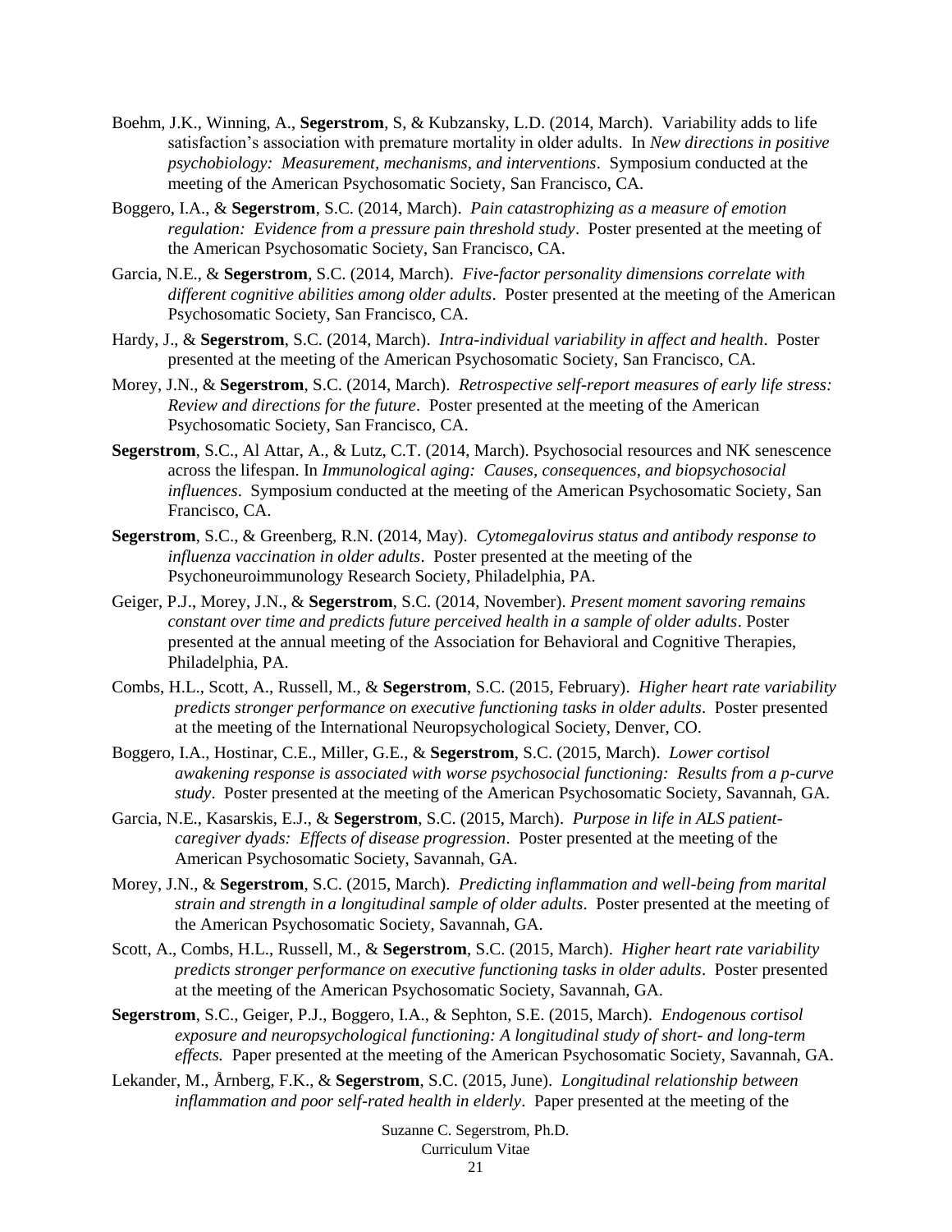Boehm, J.K., Winning, A., **Segerstrom**, S, & Kubzansky, L.D. (2014, March). Variability adds to life satisfaction's association with premature mortality in older adults. In *New directions in positive psychobiology: Measurement, mechanisms, and interventions*. Symposium conducted at the meeting of the American Psychosomatic Society, San Francisco, CA.

Boggero, I.A., & **Segerstrom**, S.C. (2014, March). *Pain catastrophizing as a measure of emotion regulation: Evidence from a pressure pain threshold study*. Poster presented at the meeting of the American Psychosomatic Society, San Francisco, CA.

Garcia, N.E., & **Segerstrom**, S.C. (2014, March). *Five-factor personality dimensions correlate with different cognitive abilities among older adults*. Poster presented at the meeting of the American Psychosomatic Society, San Francisco, CA.

Hardy, J., & **Segerstrom**, S.C. (2014, March). *Intra-individual variability in affect and health*. Poster presented at the meeting of the American Psychosomatic Society, San Francisco, CA.

Morey, J.N., & **Segerstrom**, S.C. (2014, March). *Retrospective self-report measures of early life stress: Review and directions for the future*. Poster presented at the meeting of the American Psychosomatic Society, San Francisco, CA.

**Segerstrom**, S.C., Al Attar, A., & Lutz, C.T. (2014, March). Psychosocial resources and NK senescence across the lifespan. In *Immunological aging: Causes, consequences, and biopsychosocial influences*. Symposium conducted at the meeting of the American Psychosomatic Society, San Francisco, CA.

**Segerstrom**, S.C., & Greenberg, R.N. (2014, May). *Cytomegalovirus status and antibody response to influenza vaccination in older adults*. Poster presented at the meeting of the Psychoneuroimmunology Research Society, Philadelphia, PA.

Geiger, P.J., Morey, J.N., & **Segerstrom**, S.C. (2014, November). *Present moment savoring remains constant over time and predicts future perceived health in a sample of older adults*. Poster presented at the annual meeting of the Association for Behavioral and Cognitive Therapies, Philadelphia, PA.

Combs, H.L., Scott, A., Russell, M., & **Segerstrom**, S.C. (2015, February). *Higher heart rate variability predicts stronger performance on executive functioning tasks in older adults*. Poster presented at the meeting of the International Neuropsychological Society, Denver, CO.

Boggero, I.A., Hostinar, C.E., Miller, G.E., & **Segerstrom**, S.C. (2015, March). *Lower cortisol awakening response is associated with worse psychosocial functioning: Results from a p-curve study*. Poster presented at the meeting of the American Psychosomatic Society, Savannah, GA.

Garcia, N.E., Kasarskis, E.J., & **Segerstrom**, S.C. (2015, March). *Purpose in life in ALS patient-caregiver dyads: Effects of disease progression*. Poster presented at the meeting of the American Psychosomatic Society, Savannah, GA.

Morey, J.N., & **Segerstrom**, S.C. (2015, March). *Predicting inflammation and well-being from marital strain and strength in a longitudinal sample of older adults*. Poster presented at the meeting of the American Psychosomatic Society, Savannah, GA.

Scott, A., Combs, H.L., Russell, M., & **Segerstrom**, S.C. (2015, March). *Higher heart rate variability predicts stronger performance on executive functioning tasks in older adults*. Poster presented at the meeting of the American Psychosomatic Society, Savannah, GA.

**Segerstrom**, S.C., Geiger, P.J., Boggero, I.A., & Sephton, S.E. (2015, March). *Endogenous cortisol exposure and neuropsychological functioning: A longitudinal study of short- and long-term effects.* Paper presented at the meeting of the American Psychosomatic Society, Savannah, GA.

Lekander, M., Årnberg, F.K., & **Segerstrom**, S.C. (2015, June). *Longitudinal relationship between inflammation and poor self-rated health in elderly*. Paper presented at the meeting of the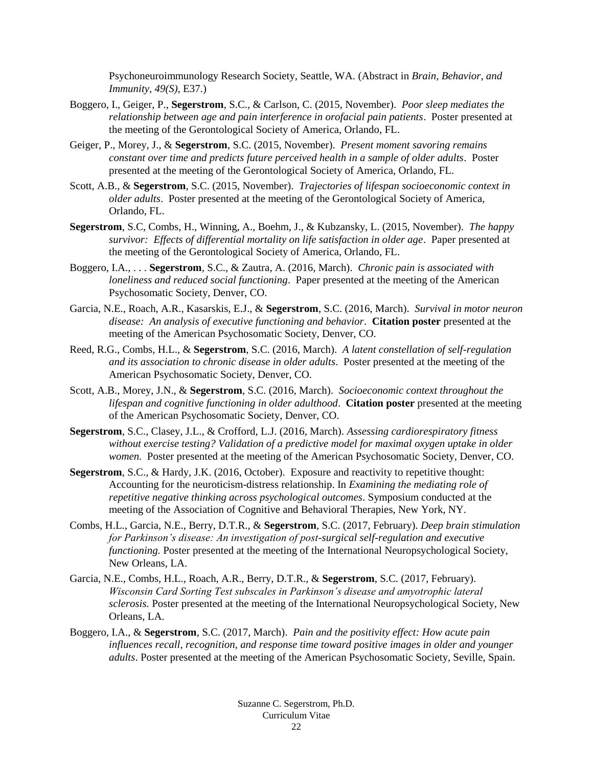Psychoneuroimmunology Research Society, Seattle, WA. (Abstract in *Brain, Behavior, and Immunity, 49(S)*, E37.)

Boggero, I., Geiger, P., **Segerstrom**, S.C., & Carlson, C. (2015, November). *Poor sleep mediates the relationship between age and pain interference in orofacial pain patients*. Poster presented at the meeting of the Gerontological Society of America, Orlando, FL.

Geiger, P., Morey, J., & **Segerstrom**, S.C. (2015, November). *Present moment savoring remains constant over time and predicts future perceived health in a sample of older adults*. Poster presented at the meeting of the Gerontological Society of America, Orlando, FL.

Scott, A.B., & **Segerstrom**, S.C. (2015, November). *Trajectories of lifespan socioeconomic context in older adults*. Poster presented at the meeting of the Gerontological Society of America, Orlando, FL.

**Segerstrom**, S.C, Combs, H., Winning, A., Boehm, J., & Kubzansky, L. (2015, November). *The happy survivor: Effects of differential mortality on life satisfaction in older age*. Paper presented at the meeting of the Gerontological Society of America, Orlando, FL.

Boggero, I.A., . . . **Segerstrom**, S.C., & Zautra, A. (2016, March). *Chronic pain is associated with loneliness and reduced social functioning*. Paper presented at the meeting of the American Psychosomatic Society, Denver, CO.

Garcia, N.E., Roach, A.R., Kasarskis, E.J., & **Segerstrom**, S.C. (2016, March). *Survival in motor neuron disease: An analysis of executive functioning and behavior*. **Citation poster** presented at the meeting of the American Psychosomatic Society, Denver, CO.

Reed, R.G., Combs, H.L., & **Segerstrom**, S.C. (2016, March). *A latent constellation of self-regulation and its association to chronic disease in older adults*. Poster presented at the meeting of the American Psychosomatic Society, Denver, CO.

Scott, A.B., Morey, J.N., & **Segerstrom**, S.C. (2016, March). *Socioeconomic context throughout the lifespan and cognitive functioning in older adulthood*. **Citation poster** presented at the meeting of the American Psychosomatic Society, Denver, CO.

**Segerstrom**, S.C., Clasey, J.L., & Crofford, L.J. (2016, March). *Assessing cardiorespiratory fitness without exercise testing? Validation of a predictive model for maximal oxygen uptake in older women.* Poster presented at the meeting of the American Psychosomatic Society, Denver, CO.

**Segerstrom**, S.C., & Hardy, J.K. (2016, October). Exposure and reactivity to repetitive thought: Accounting for the neuroticism-distress relationship. In *Examining the mediating role of repetitive negative thinking across psychological outcomes*. Symposium conducted at the meeting of the Association of Cognitive and Behavioral Therapies, New York, NY.

Combs, H.L., Garcia, N.E., Berry, D.T.R., & **Segerstrom**, S.C. (2017, February). *Deep brain stimulation for Parkinson's disease: An investigation of post-surgical self-regulation and executive functioning.* Poster presented at the meeting of the International Neuropsychological Society, New Orleans, LA.

Garcia, N.E., Combs, H.L., Roach, A.R., Berry, D.T.R., & **Segerstrom**, S.C. (2017, February). *Wisconsin Card Sorting Test subscales in Parkinson's disease and amyotrophic lateral sclerosis.* Poster presented at the meeting of the International Neuropsychological Society, New Orleans, LA.

Boggero, I.A., & **Segerstrom**, S.C. (2017, March). *Pain and the positivity effect: How acute pain influences recall, recognition, and response time toward positive images in older and younger adults*. Poster presented at the meeting of the American Psychosomatic Society, Seville, Spain.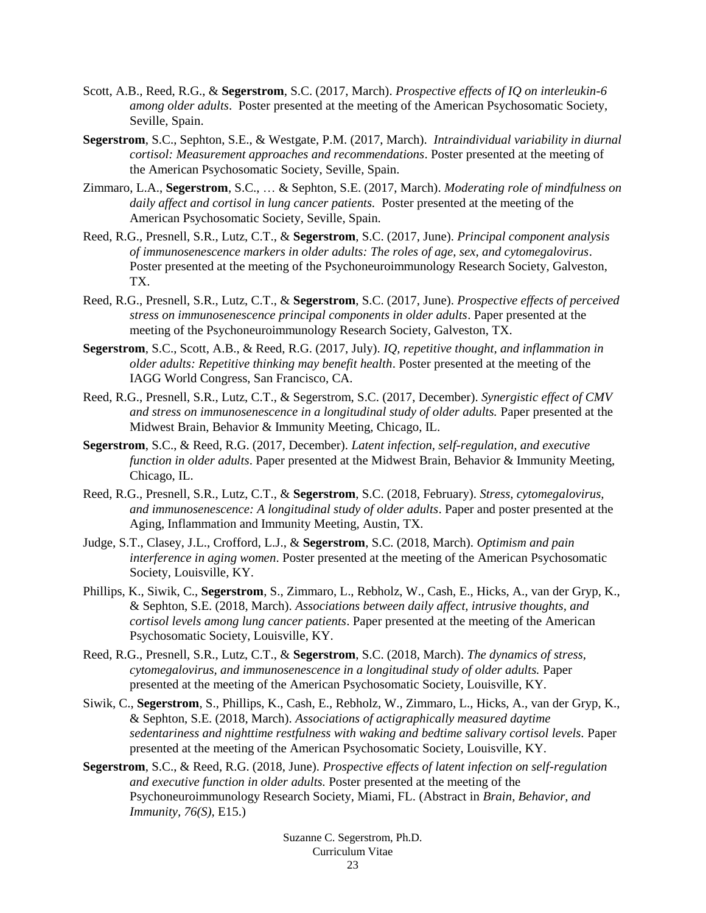Scott, A.B., Reed, R.G., & **Segerstrom**, S.C. (2017, March). *Prospective effects of IQ on interleukin-6 among older adults*. Poster presented at the meeting of the American Psychosomatic Society, Seville, Spain.

**Segerstrom**, S.C., Sephton, S.E., & Westgate, P.M. (2017, March). *Intraindividual variability in diurnal cortisol: Measurement approaches and recommendations*. Poster presented at the meeting of the American Psychosomatic Society, Seville, Spain.

Zimmaro, L.A., **Segerstrom**, S.C., … & Sephton, S.E. (2017, March). *Moderating role of mindfulness on daily affect and cortisol in lung cancer patients.* Poster presented at the meeting of the American Psychosomatic Society, Seville, Spain.

Reed, R.G., Presnell, S.R., Lutz, C.T., & **Segerstrom**, S.C. (2017, June). *Principal component analysis of immunosenescence markers in older adults: The roles of age, sex, and cytomegalovirus*. Poster presented at the meeting of the Psychoneuroimmunology Research Society, Galveston, TX.

Reed, R.G., Presnell, S.R., Lutz, C.T., & **Segerstrom**, S.C. (2017, June). *Prospective effects of perceived stress on immunosenescence principal components in older adults*. Paper presented at the meeting of the Psychoneuroimmunology Research Society, Galveston, TX.

**Segerstrom**, S.C., Scott, A.B., & Reed, R.G. (2017, July). *IQ, repetitive thought, and inflammation in older adults: Repetitive thinking may benefit health*. Poster presented at the meeting of the IAGG World Congress, San Francisco, CA.

Reed, R.G., Presnell, S.R., Lutz, C.T., & Segerstrom, S.C. (2017, December). *Synergistic effect of CMV and stress on immunosenescence in a longitudinal study of older adults.* Paper presented at the Midwest Brain, Behavior & Immunity Meeting, Chicago, IL.

**Segerstrom**, S.C., & Reed, R.G. (2017, December). *Latent infection, self-regulation, and executive function in older adults*. Paper presented at the Midwest Brain, Behavior & Immunity Meeting, Chicago, IL.

Reed, R.G., Presnell, S.R., Lutz, C.T., & **Segerstrom**, S.C. (2018, February). *Stress, cytomegalovirus, and immunosenescence: A longitudinal study of older adults*. Paper and poster presented at the Aging, Inflammation and Immunity Meeting, Austin, TX.

Judge, S.T., Clasey, J.L., Crofford, L.J., & **Segerstrom**, S.C. (2018, March). *Optimism and pain interference in aging women*. Poster presented at the meeting of the American Psychosomatic Society, Louisville, KY.

Phillips, K., Siwik, C., **Segerstrom**, S., Zimmaro, L., Rebholz, W., Cash, E., Hicks, A., van der Gryp, K., & Sephton, S.E. (2018, March). *Associations between daily affect, intrusive thoughts, and cortisol levels among lung cancer patients*. Paper presented at the meeting of the American Psychosomatic Society, Louisville, KY.

Reed, R.G., Presnell, S.R., Lutz, C.T., & **Segerstrom**, S.C. (2018, March). *The dynamics of stress, cytomegalovirus, and immunosenescence in a longitudinal study of older adults.* Paper presented at the meeting of the American Psychosomatic Society, Louisville, KY.

Siwik, C., **Segerstrom**, S., Phillips, K., Cash, E., Rebholz, W., Zimmaro, L., Hicks, A., van der Gryp, K., & Sephton, S.E. (2018, March). *Associations of actigraphically measured daytime sedentariness and nighttime restfulness with waking and bedtime salivary cortisol levels.* Paper presented at the meeting of the American Psychosomatic Society, Louisville, KY.

**Segerstrom**, S.C., & Reed, R.G. (2018, June). *Prospective effects of latent infection on self-regulation and executive function in older adults.* Poster presented at the meeting of the Psychoneuroimmunology Research Society, Miami, FL. (Abstract in *Brain, Behavior, and Immunity, 76(S)*, E15.)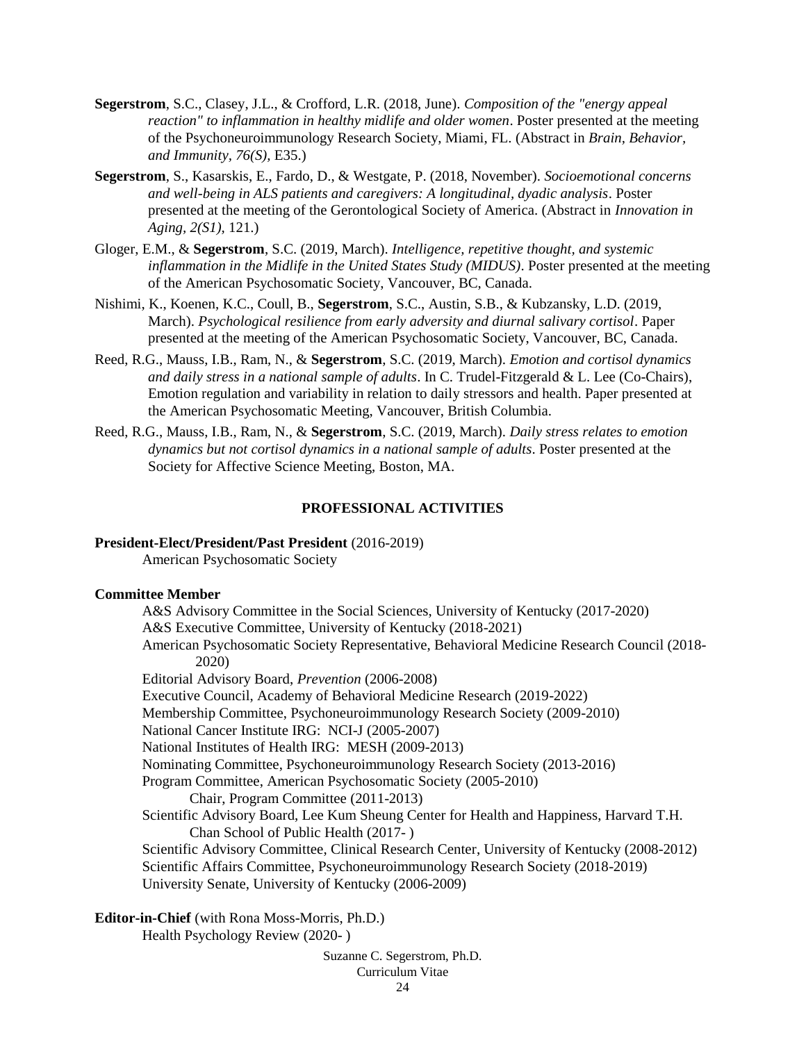**Segerstrom**, S.C., Clasey, J.L., & Crofford, L.R. (2018, June). *Composition of the "energy appeal reaction" to inflammation in healthy midlife and older women*. Poster presented at the meeting of the Psychoneuroimmunology Research Society, Miami, FL. (Abstract in *Brain, Behavior, and Immunity, 76(S),* E35.)

**Segerstrom**, S., Kasarskis, E., Fardo, D., & Westgate, P. (2018, November). *Socioemotional concerns and well-being in ALS patients and caregivers: A longitudinal, dyadic analysis*. Poster presented at the meeting of the Gerontological Society of America. (Abstract in *Innovation in Aging, 2(S1),* 121.)

Gloger, E.M., & **Segerstrom**, S.C. (2019, March). *Intelligence, repetitive thought, and systemic inflammation in the Midlife in the United States Study (MIDUS)*. Poster presented at the meeting of the American Psychosomatic Society, Vancouver, BC, Canada.

Nishimi, K., Koenen, K.C., Coull, B., **Segerstrom**, S.C., Austin, S.B., & Kubzansky, L.D. (2019, March). *Psychological resilience from early adversity and diurnal salivary cortisol*. Paper presented at the meeting of the American Psychosomatic Society, Vancouver, BC, Canada.

Reed, R.G., Mauss, I.B., Ram, N., & **Segerstrom**, S.C. (2019, March). *Emotion and cortisol dynamics and daily stress in a national sample of adults*. In C. Trudel-Fitzgerald & L. Lee (Co-Chairs), Emotion regulation and variability in relation to daily stressors and health. Paper presented at the American Psychosomatic Meeting, Vancouver, British Columbia.

Reed, R.G., Mauss, I.B., Ram, N., & **Segerstrom**, S.C. (2019, March). *Daily stress relates to emotion dynamics but not cortisol dynamics in a national sample of adults*. Poster presented at the Society for Affective Science Meeting, Boston, MA.

## PROFESSIONAL ACTIVITIES

**President-Elect/President/Past President** (2016-2019)
American Psychosomatic Society

**Committee Member**
- A&S Advisory Committee in the Social Sciences, University of Kentucky (2017-2020)
- A&S Executive Committee, University of Kentucky (2018-2021)
- American Psychosomatic Society Representative, Behavioral Medicine Research Council (2018-2020)
- Editorial Advisory Board, *Prevention* (2006-2008)
- Executive Council, Academy of Behavioral Medicine Research (2019-2022)
- Membership Committee, Psychoneuroimmunology Research Society (2009-2010)
- National Cancer Institute IRG: NCI-J (2005-2007)
- National Institutes of Health IRG: MESH (2009-2013)
- Nominating Committee, Psychoneuroimmunology Research Society (2013-2016)
- Program Committee, American Psychosomatic Society (2005-2010)
  - Chair, Program Committee (2011-2013)
- Scientific Advisory Board, Lee Kum Sheung Center for Health and Happiness, Harvard T.H. Chan School of Public Health (2017- )
- Scientific Advisory Committee, Clinical Research Center, University of Kentucky (2008-2012)
- Scientific Affairs Committee, Psychoneuroimmunology Research Society (2018-2019)
- University Senate, University of Kentucky (2006-2009)

**Editor-in-Chief** (with Rona Moss-Morris, Ph.D.)
Health Psychology Review (2020- )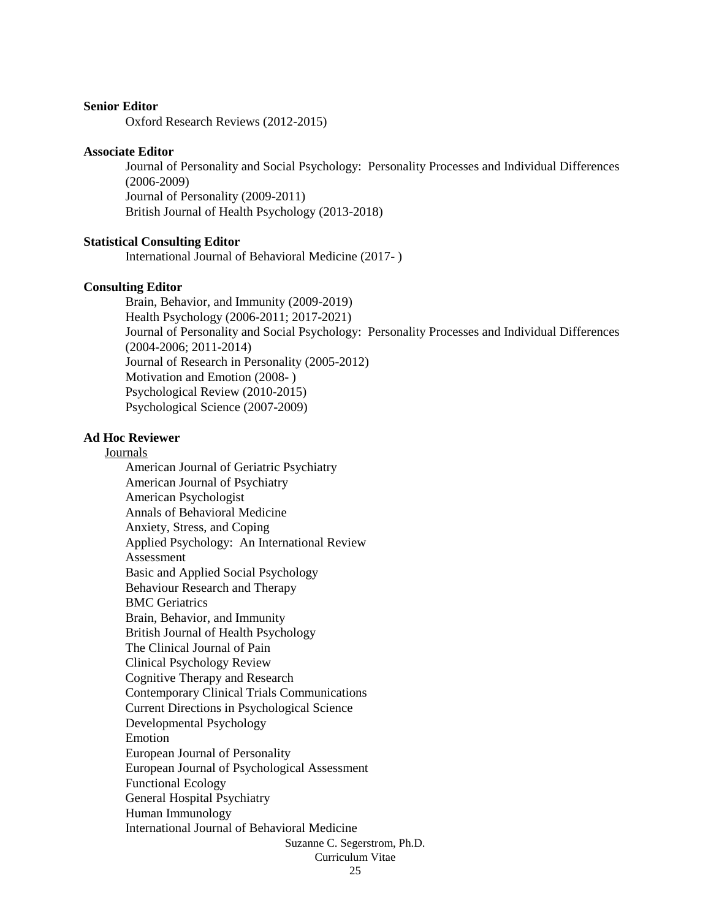**Senior Editor**

Oxford Research Reviews (2012-2015)

**Associate Editor**

Journal of Personality and Social Psychology: Personality Processes and Individual Differences (2006-2009)
Journal of Personality (2009-2011)
British Journal of Health Psychology (2013-2018)

**Statistical Consulting Editor**

International Journal of Behavioral Medicine (2017- )

**Consulting Editor**

Brain, Behavior, and Immunity (2009-2019)
Health Psychology (2006-2011; 2017-2021)
Journal of Personality and Social Psychology: Personality Processes and Individual Differences (2004-2006; 2011-2014)
Journal of Research in Personality (2005-2012)
Motivation and Emotion (2008- )
Psychological Review (2010-2015)
Psychological Science (2007-2009)

**Ad Hoc Reviewer**

Journals

American Journal of Geriatric Psychiatry
American Journal of Psychiatry
American Psychologist
Annals of Behavioral Medicine
Anxiety, Stress, and Coping
Applied Psychology: An International Review
Assessment
Basic and Applied Social Psychology
Behaviour Research and Therapy
BMC Geriatrics
Brain, Behavior, and Immunity
British Journal of Health Psychology
The Clinical Journal of Pain
Clinical Psychology Review
Cognitive Therapy and Research
Contemporary Clinical Trials Communications
Current Directions in Psychological Science
Developmental Psychology
Emotion
European Journal of Personality
European Journal of Psychological Assessment
Functional Ecology
General Hospital Psychiatry
Human Immunology
International Journal of Behavioral Medicine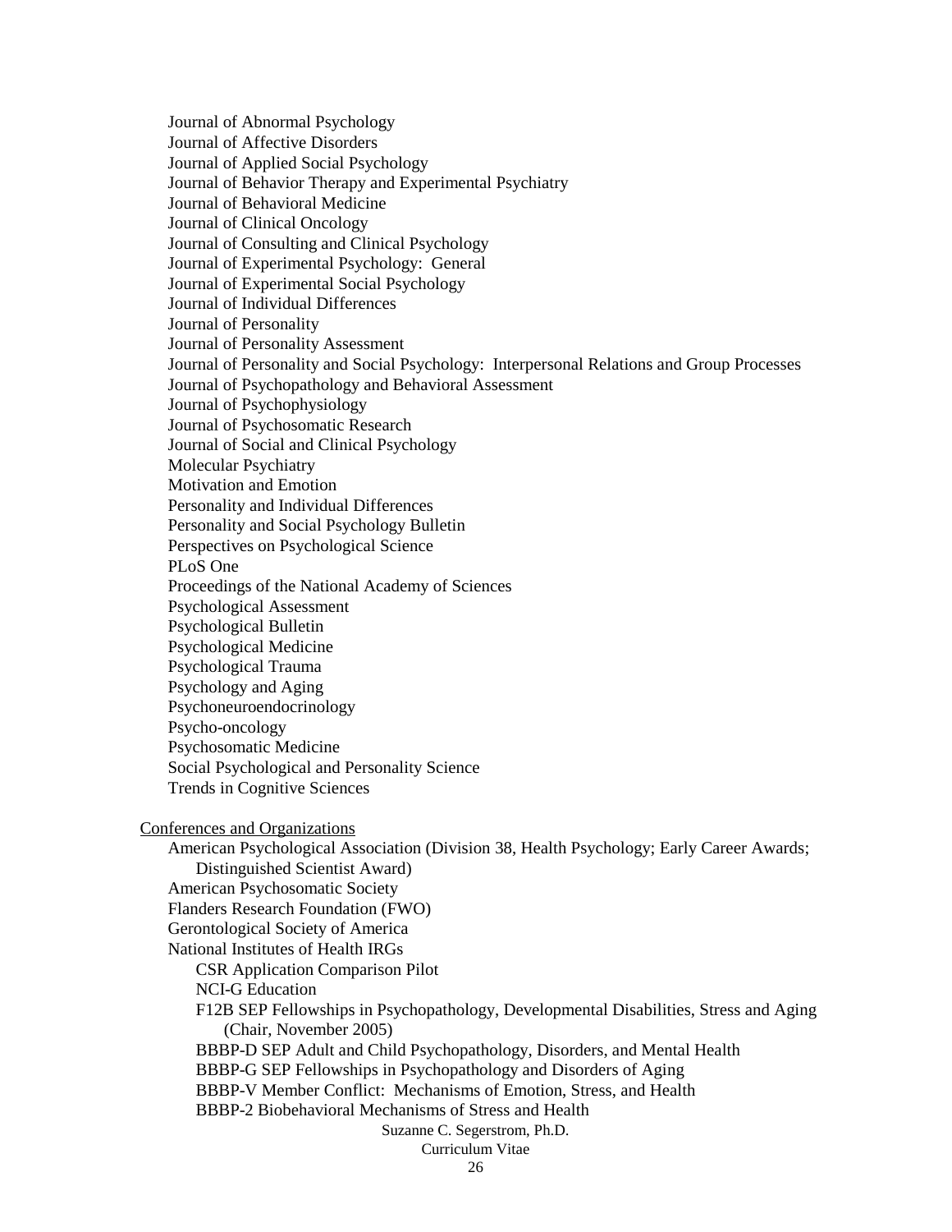- Journal of Abnormal Psychology
- Journal of Affective Disorders
- Journal of Applied Social Psychology
- Journal of Behavior Therapy and Experimental Psychiatry
- Journal of Behavioral Medicine
- Journal of Clinical Oncology
- Journal of Consulting and Clinical Psychology
- Journal of Experimental Psychology: General
- Journal of Experimental Social Psychology
- Journal of Individual Differences
- Journal of Personality
- Journal of Personality Assessment
- Journal of Personality and Social Psychology: Interpersonal Relations and Group Processes
- Journal of Psychopathology and Behavioral Assessment
- Journal of Psychophysiology
- Journal of Psychosomatic Research
- Journal of Social and Clinical Psychology
- Molecular Psychiatry
- Motivation and Emotion
- Personality and Individual Differences
- Personality and Social Psychology Bulletin
- Perspectives on Psychological Science
- PLoS One
- Proceedings of the National Academy of Sciences
- Psychological Assessment
- Psychological Bulletin
- Psychological Medicine
- Psychological Trauma
- Psychology and Aging
- Psychoneuroendocrinology
- Psycho-oncology
- Psychosomatic Medicine
- Social Psychological and Personality Science
- Trends in Cognitive Sciences

<u>Conferences and Organizations</u>

- American Psychological Association (Division 38, Health Psychology; Early Career Awards; Distinguished Scientist Award)
- American Psychosomatic Society
- Flanders Research Foundation (FWO)
- Gerontological Society of America
- National Institutes of Health IRGs
  - CSR Application Comparison Pilot
  - NCI-G Education
  - F12B SEP Fellowships in Psychopathology, Developmental Disabilities, Stress and Aging (Chair, November 2005)
  - BBBP-D SEP Adult and Child Psychopathology, Disorders, and Mental Health
  - BBBP-G SEP Fellowships in Psychopathology and Disorders of Aging
  - BBBP-V Member Conflict: Mechanisms of Emotion, Stress, and Health
  - BBBP-2 Biobehavioral Mechanisms of Stress and Health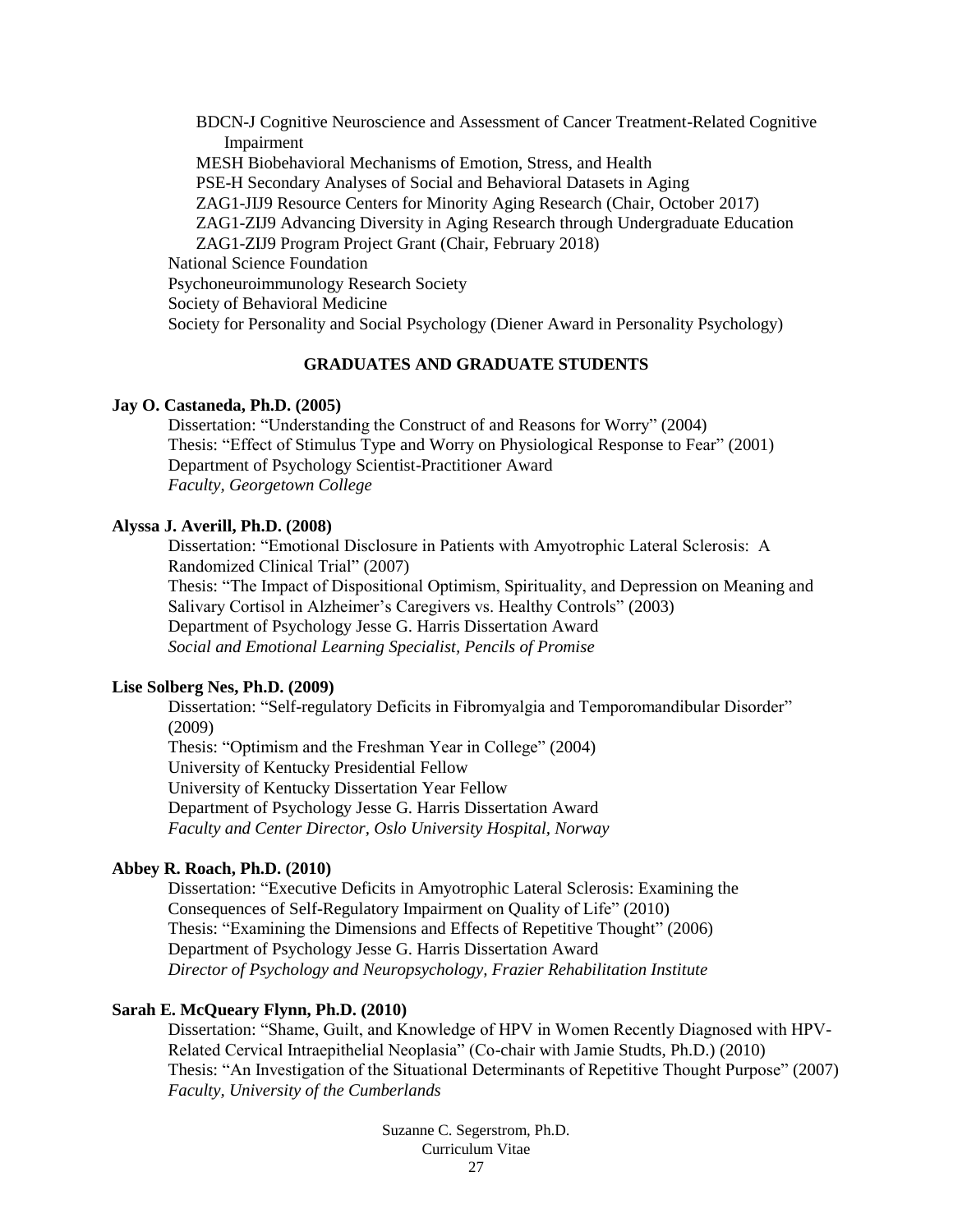BDCN-J Cognitive Neuroscience and Assessment of Cancer Treatment-Related Cognitive Impairment
MESH Biobehavioral Mechanisms of Emotion, Stress, and Health
PSE-H Secondary Analyses of Social and Behavioral Datasets in Aging
ZAG1-JIJ9 Resource Centers for Minority Aging Research (Chair, October 2017)
ZAG1-ZIJ9 Advancing Diversity in Aging Research through Undergraduate Education
ZAG1-ZIJ9 Program Project Grant (Chair, February 2018)

National Science Foundation
Psychoneuroimmunology Research Society
Society of Behavioral Medicine
Society for Personality and Social Psychology (Diener Award in Personality Psychology)

## GRADUATES AND GRADUATE STUDENTS

**Jay O. Castaneda, Ph.D. (2005)**

Dissertation: "Understanding the Construct of and Reasons for Worry" (2004)
Thesis: "Effect of Stimulus Type and Worry on Physiological Response to Fear" (2001)
Department of Psychology Scientist-Practitioner Award
*Faculty, Georgetown College*

**Alyssa J. Averill, Ph.D. (2008)**

Dissertation: "Emotional Disclosure in Patients with Amyotrophic Lateral Sclerosis: A Randomized Clinical Trial" (2007)
Thesis: "The Impact of Dispositional Optimism, Spirituality, and Depression on Meaning and Salivary Cortisol in Alzheimer's Caregivers vs. Healthy Controls" (2003)
Department of Psychology Jesse G. Harris Dissertation Award
*Social and Emotional Learning Specialist, Pencils of Promise*

**Lise Solberg Nes, Ph.D. (2009)**

Dissertation: "Self-regulatory Deficits in Fibromyalgia and Temporomandibular Disorder" (2009)
Thesis: "Optimism and the Freshman Year in College" (2004)
University of Kentucky Presidential Fellow
University of Kentucky Dissertation Year Fellow
Department of Psychology Jesse G. Harris Dissertation Award
*Faculty and Center Director, Oslo University Hospital, Norway*

**Abbey R. Roach, Ph.D. (2010)**

Dissertation: "Executive Deficits in Amyotrophic Lateral Sclerosis: Examining the Consequences of Self-Regulatory Impairment on Quality of Life" (2010)
Thesis: "Examining the Dimensions and Effects of Repetitive Thought" (2006)
Department of Psychology Jesse G. Harris Dissertation Award
*Director of Psychology and Neuropsychology, Frazier Rehabilitation Institute*

**Sarah E. McQueary Flynn, Ph.D. (2010)**

Dissertation: "Shame, Guilt, and Knowledge of HPV in Women Recently Diagnosed with HPV-Related Cervical Intraepithelial Neoplasia" (Co-chair with Jamie Studts, Ph.D.) (2010)
Thesis: "An Investigation of the Situational Determinants of Repetitive Thought Purpose" (2007)
*Faculty, University of the Cumberlands*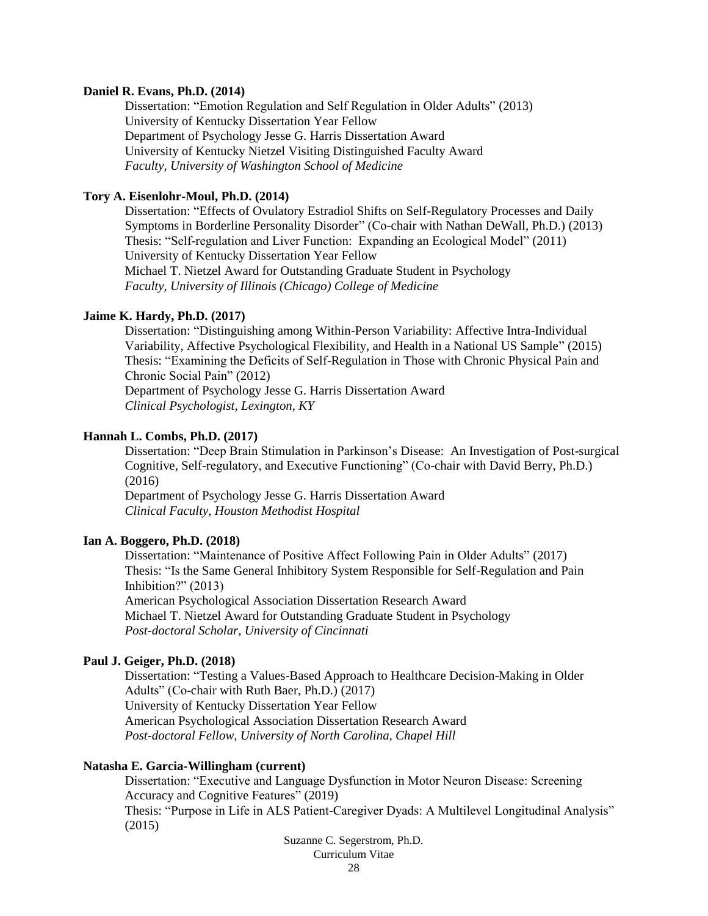**Daniel R. Evans, Ph.D. (2014)**

Dissertation: "Emotion Regulation and Self Regulation in Older Adults" (2013)
University of Kentucky Dissertation Year Fellow
Department of Psychology Jesse G. Harris Dissertation Award
University of Kentucky Nietzel Visiting Distinguished Faculty Award
*Faculty, University of Washington School of Medicine*

**Tory A. Eisenlohr-Moul, Ph.D. (2014)**

Dissertation: "Effects of Ovulatory Estradiol Shifts on Self-Regulatory Processes and Daily Symptoms in Borderline Personality Disorder" (Co-chair with Nathan DeWall, Ph.D.) (2013)
Thesis: "Self-regulation and Liver Function: Expanding an Ecological Model" (2011)
University of Kentucky Dissertation Year Fellow
Michael T. Nietzel Award for Outstanding Graduate Student in Psychology
*Faculty, University of Illinois (Chicago) College of Medicine*

**Jaime K. Hardy, Ph.D. (2017)**

Dissertation: "Distinguishing among Within-Person Variability: Affective Intra-Individual Variability, Affective Psychological Flexibility, and Health in a National US Sample" (2015)
Thesis: "Examining the Deficits of Self-Regulation in Those with Chronic Physical Pain and Chronic Social Pain" (2012)
Department of Psychology Jesse G. Harris Dissertation Award
*Clinical Psychologist, Lexington, KY*

**Hannah L. Combs, Ph.D. (2017)**

Dissertation: "Deep Brain Stimulation in Parkinson's Disease: An Investigation of Post-surgical Cognitive, Self-regulatory, and Executive Functioning" (Co-chair with David Berry, Ph.D.) (2016)
Department of Psychology Jesse G. Harris Dissertation Award
*Clinical Faculty, Houston Methodist Hospital*

**Ian A. Boggero, Ph.D. (2018)**

Dissertation: "Maintenance of Positive Affect Following Pain in Older Adults" (2017)
Thesis: "Is the Same General Inhibitory System Responsible for Self-Regulation and Pain Inhibition?" (2013)
American Psychological Association Dissertation Research Award
Michael T. Nietzel Award for Outstanding Graduate Student in Psychology
*Post-doctoral Scholar, University of Cincinnati*

**Paul J. Geiger, Ph.D. (2018)**

Dissertation: "Testing a Values-Based Approach to Healthcare Decision-Making in Older Adults" (Co-chair with Ruth Baer, Ph.D.) (2017)
University of Kentucky Dissertation Year Fellow
American Psychological Association Dissertation Research Award
*Post-doctoral Fellow, University of North Carolina, Chapel Hill*

**Natasha E. Garcia-Willingham (current)**

Dissertation: "Executive and Language Dysfunction in Motor Neuron Disease: Screening Accuracy and Cognitive Features" (2019)
Thesis: "Purpose in Life in ALS Patient-Caregiver Dyads: A Multilevel Longitudinal Analysis" (2015)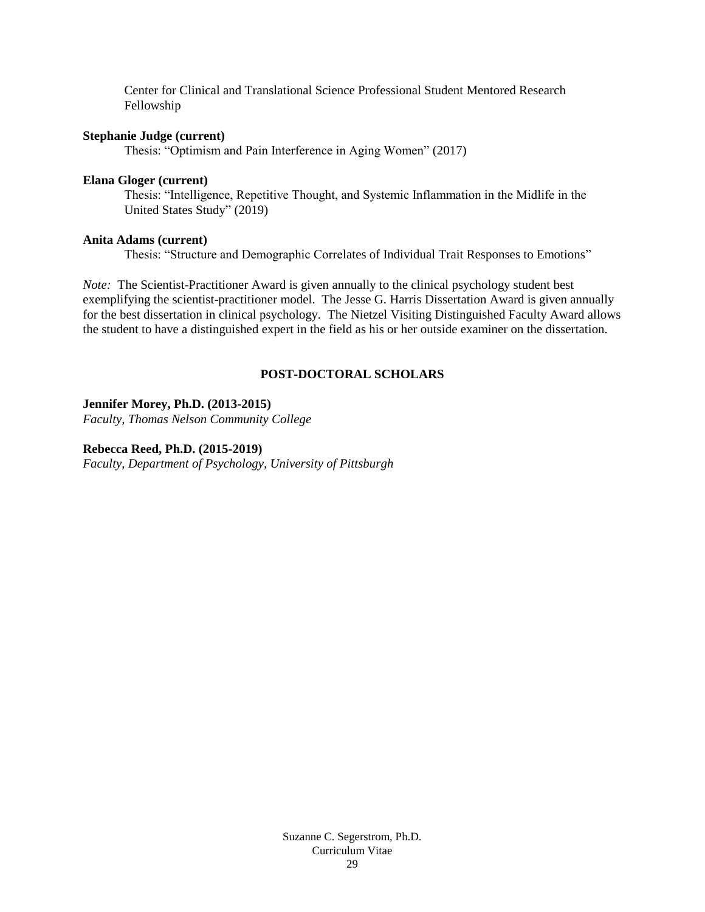Center for Clinical and Translational Science Professional Student Mentored Research Fellowship

**Stephanie Judge (current)**

Thesis: "Optimism and Pain Interference in Aging Women" (2017)

**Elana Gloger (current)**

Thesis: "Intelligence, Repetitive Thought, and Systemic Inflammation in the Midlife in the United States Study" (2019)

**Anita Adams (current)**

Thesis: "Structure and Demographic Correlates of Individual Trait Responses to Emotions"

*Note:* The Scientist-Practitioner Award is given annually to the clinical psychology student best exemplifying the scientist-practitioner model. The Jesse G. Harris Dissertation Award is given annually for the best dissertation in clinical psychology. The Nietzel Visiting Distinguished Faculty Award allows the student to have a distinguished expert in the field as his or her outside examiner on the dissertation.

## POST-DOCTORAL SCHOLARS

**Jennifer Morey, Ph.D. (2013-2015)**
*Faculty, Thomas Nelson Community College*

**Rebecca Reed, Ph.D. (2015-2019)**
*Faculty, Department of Psychology, University of Pittsburgh*